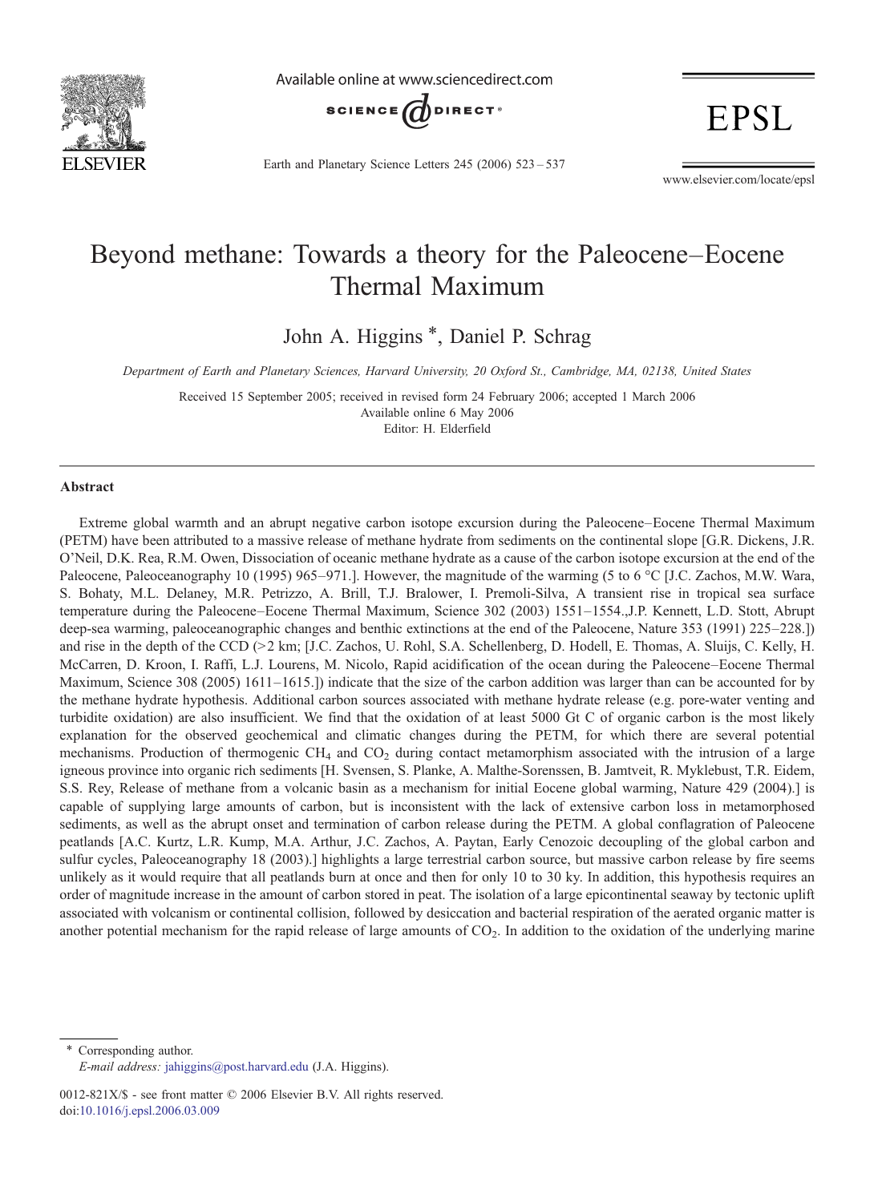# Beyond methane: Towards a theory for the Paleocene–Eocene Thermal Maximum

John A. Higgins *, Daniel P. Schrag

*Department of Earth and Planetary Sciences, Harvard University, 20 Oxford St., Cambridge, MA, 02138, United States*

Received 15 September 2005; received in revised form 24 February 2006; accepted 1 March 2006
Available online 6 May 2006
Editor: H. Elderfield

---

## Abstract

Extreme global warmth and an abrupt negative carbon isotope excursion during the Paleocene–Eocene Thermal Maximum (PETM) have been attributed to a massive release of methane hydrate from sediments on the continental slope [G.R. Dickens, J.R. O'Neil, D.K. Rea, R.M. Owen, Dissociation of oceanic methane hydrate as a cause of the carbon isotope excursion at the end of the Paleocene, Paleoceanography 10 (1995) 965–971.]. However, the magnitude of the warming (5 to 6 °C [J.C. Zachos, M.W. Wara, S. Bohaty, M.L. Delaney, M.R. Petrizzo, A. Brill, T.J. Bralower, I. Premoli-Silva, A transient rise in tropical sea surface temperature during the Paleocene–Eocene Thermal Maximum, Science 302 (2003) 1551–1554.,J.P. Kennett, L.D. Stott, Abrupt deep-sea warming, paleoceanographic changes and benthic extinctions at the end of the Paleocene, Nature 353 (1991) 225–228.]) and rise in the depth of the CCD (>2 km; [J.C. Zachos, U. Rohl, S.A. Schellenberg, D. Hodell, E. Thomas, A. Sluijs, C. Kelly, H. McCarren, D. Kroon, I. Raffi, L.J. Lourens, M. Nicolo, Rapid acidification of the ocean during the Paleocene–Eocene Thermal Maximum, Science 308 (2005) 1611–1615.]) indicate that the size of the carbon addition was larger than can be accounted for by the methane hydrate hypothesis. Additional carbon sources associated with methane hydrate release (e.g. pore-water venting and turbidite oxidation) are also insufficient. We find that the oxidation of at least 5000 Gt C of organic carbon is the most likely explanation for the observed geochemical and climatic changes during the PETM, for which there are several potential mechanisms. Production of thermogenic $CH_4$ and $CO_2$ during contact metamorphism associated with the intrusion of a large igneous province into organic rich sediments [H. Svensen, S. Planke, A. Malthe-Sorenssen, B. Jamtveit, R. Myklebust, T.R. Eidem, S.S. Rey, Release of methane from a volcanic basin as a mechanism for initial Eocene global warming, Nature 429 (2004).] is capable of supplying large amounts of carbon, but is inconsistent with the lack of extensive carbon loss in metamorphosed sediments, as well as the abrupt onset and termination of carbon release during the PETM. A global conflagration of Paleocene peatlands [A.C. Kurtz, L.R. Kump, M.A. Arthur, J.C. Zachos, A. Paytan, Early Cenozoic decoupling of the global carbon and sulfur cycles, Paleoceanography 18 (2003).] highlights a large terrestrial carbon source, but massive carbon release by fire seems unlikely as it would require that all peatlands burn at once and then for only 10 to 30 ky. In addition, this hypothesis requires an order of magnitude increase in the amount of carbon stored in peat. The isolation of a large epicontinental seaway by tectonic uplift associated with volcanism or continental collision, followed by desiccation and bacterial respiration of the aerated organic matter is another potential mechanism for the rapid release of large amounts of $CO_2$. In addition to the oxidation of the underlying marine

---

* Corresponding author.
*E-mail address:* jahiggins@post.harvard.edu (J.A. Higgins).

0012-821X/$ - see front matter © 2006 Elsevier B.V. All rights reserved.
doi:10.1016/j.epsl.2006.03.009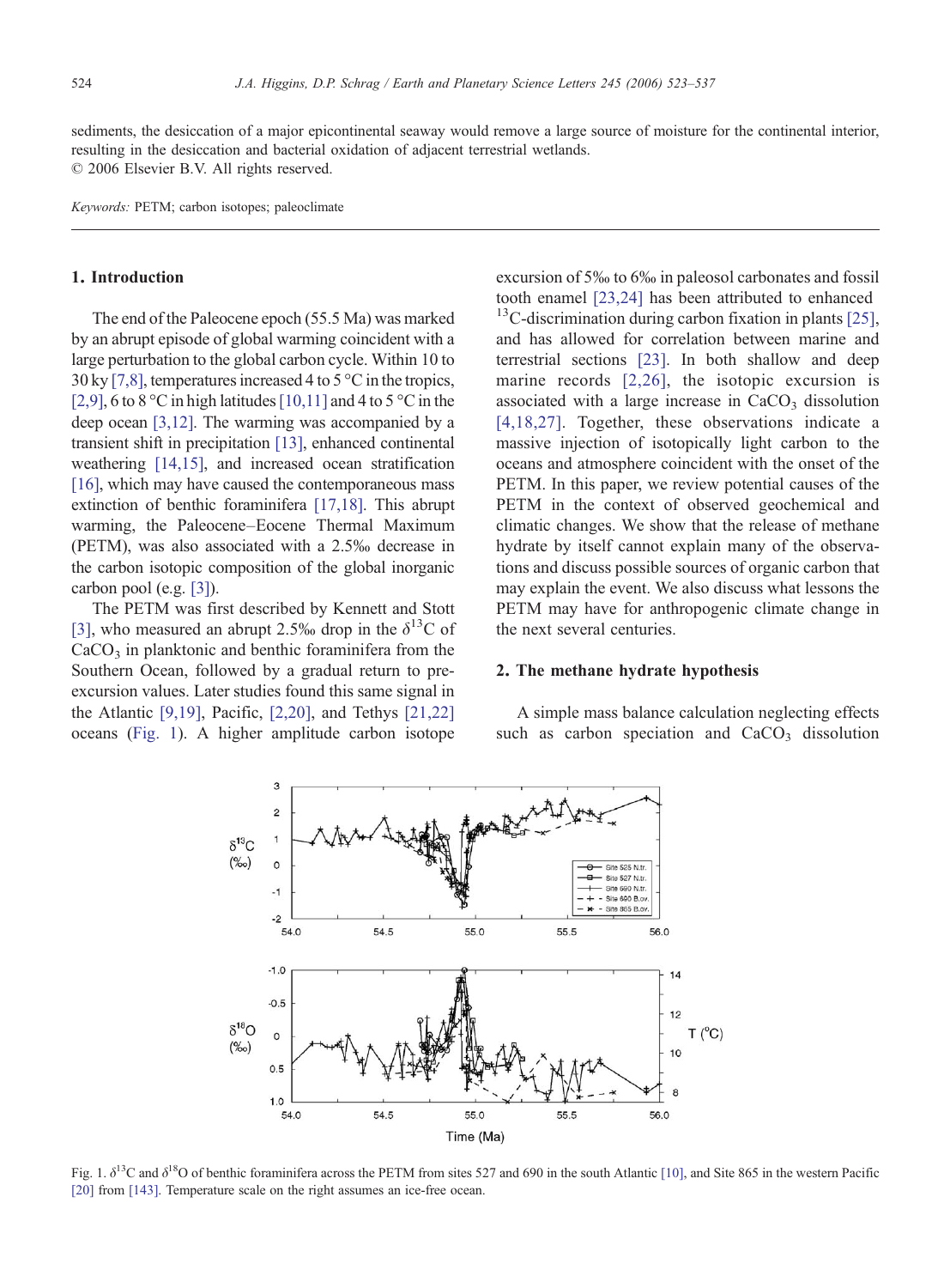sediments, the desiccation of a major epicontinental seaway would remove a large source of moisture for the continental interior, resulting in the desiccation and bacterial oxidation of adjacent terrestrial wetlands.
© 2006 Elsevier B.V. All rights reserved.

*Keywords:* PETM; carbon isotopes; paleoclimate

## 1. Introduction

The end of the Paleocene epoch (55.5 Ma) was marked by an abrupt episode of global warming coincident with a large perturbation to the global carbon cycle. Within 10 to 30 ky [7,8], temperatures increased 4 to 5 °C in the tropics, [2,9], 6 to 8 °C in high latitudes [10,11] and 4 to 5 °C in the deep ocean [3,12]. The warming was accompanied by a transient shift in precipitation [13], enhanced continental weathering [14,15], and increased ocean stratification [16], which may have caused the contemporaneous mass extinction of benthic foraminifera [17,18]. This abrupt warming, the Paleocene–Eocene Thermal Maximum (PETM), was also associated with a 2.5‰ decrease in the carbon isotopic composition of the global inorganic carbon pool (e.g. [3]).

The PETM was first described by Kennett and Stott [3], who measured an abrupt 2.5‰ drop in the $\delta^{13}C$ of $CaCO_3$ in planktonic and benthic foraminifera from the Southern Ocean, followed by a gradual return to pre-excursion values. Later studies found this same signal in the Atlantic [9,19], Pacific, [2,20], and Tethys [21,22] oceans (Fig. 1). A higher amplitude carbon isotope excursion of 5‰ to 6‰ in paleosol carbonates and fossil tooth enamel [23,24] has been attributed to enhanced $^{13}C$-discrimination during carbon fixation in plants [25], and has allowed for correlation between marine and terrestrial sections [23]. In both shallow and deep marine records [2,26], the isotopic excursion is associated with a large increase in $CaCO_3$ dissolution [4,18,27]. Together, these observations indicate a massive injection of isotopically light carbon to the oceans and atmosphere coincident with the onset of the PETM. In this paper, we review potential causes of the PETM in the context of observed geochemical and climatic changes. We show that the release of methane hydrate by itself cannot explain many of the observations and discuss possible sources of organic carbon that may explain the event. We also discuss what lessons the PETM may have for anthropogenic climate change in the next several centuries.

## 2. The methane hydrate hypothesis

A simple mass balance calculation neglecting effects such as carbon speciation and $CaCO_3$ dissolution

Fig. 1. $\delta^{13}C$ and $\delta^{18}O$ of benthic foraminifera across the PETM from sites 527 and 690 in the south Atlantic [10], and Site 865 in the western Pacific [20] from [143]. Temperature scale on the right assumes an ice-free ocean.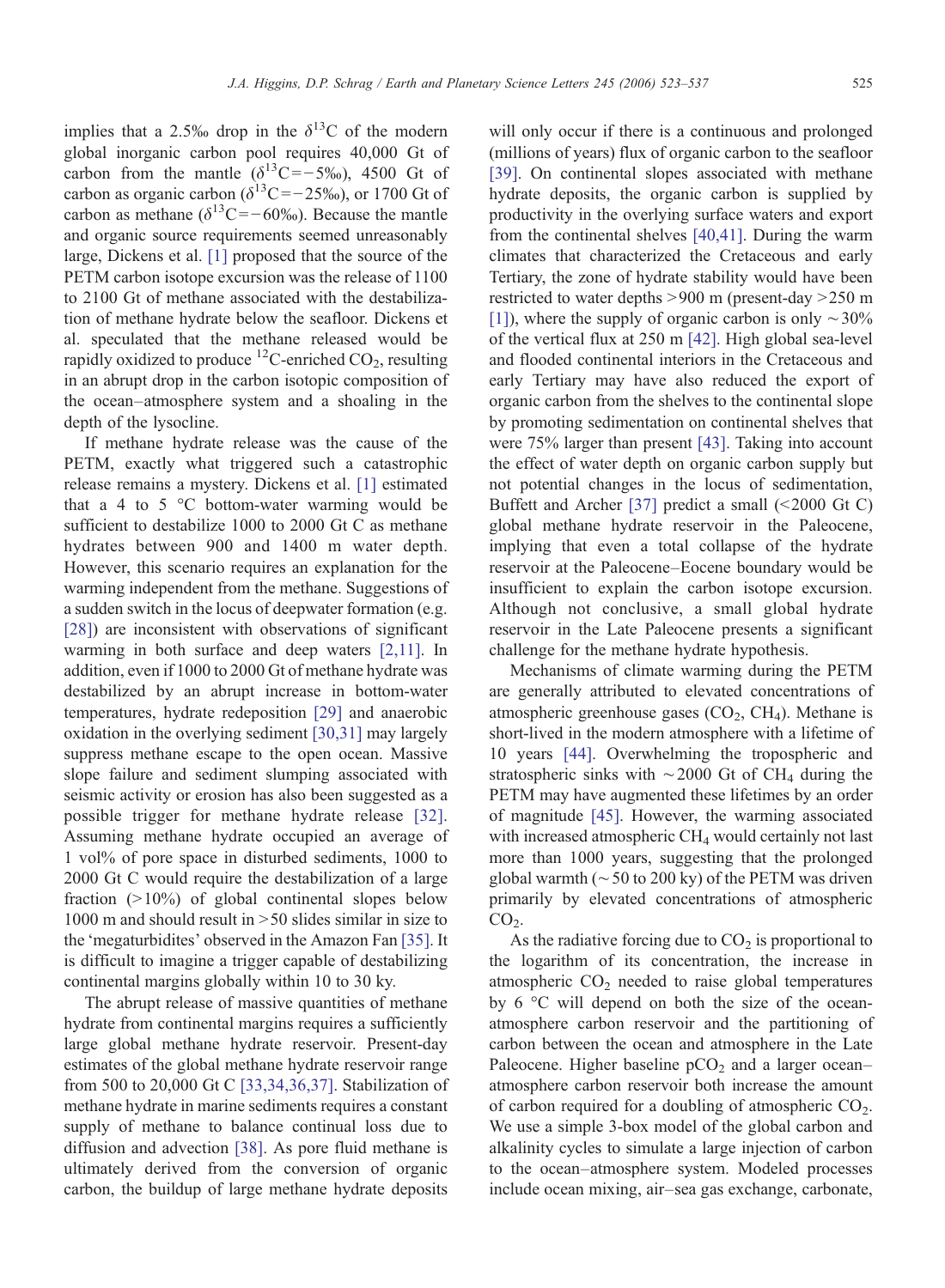implies that a 2.5‰ drop in the $\delta^{13}C$ of the modern global inorganic carbon pool requires 40,000 Gt of carbon from the mantle ($\delta^{13}C = -5$‰), 4500 Gt of carbon as organic carbon ($\delta^{13}C = -25$‰), or 1700 Gt of carbon as methane ($\delta^{13}C = -60$‰). Because the mantle and organic source requirements seemed unreasonably large, Dickens et al. [1] proposed that the source of the PETM carbon isotope excursion was the release of 1100 to 2100 Gt of methane associated with the destabilization of methane hydrate below the seafloor. Dickens et al. speculated that the methane released would be rapidly oxidized to produce $^{12}C$-enriched $CO_2$, resulting in an abrupt drop in the carbon isotopic composition of the ocean–atmosphere system and a shoaling in the depth of the lysocline.

If methane hydrate release was the cause of the PETM, exactly what triggered such a catastrophic release remains a mystery. Dickens et al. [1] estimated that a 4 to 5 °C bottom-water warming would be sufficient to destabilize 1000 to 2000 Gt C as methane hydrates between 900 and 1400 m water depth. However, this scenario requires an explanation for the warming independent from the methane. Suggestions of a sudden switch in the locus of deepwater formation (e.g. [28]) are inconsistent with observations of significant warming in both surface and deep waters [2,11]. In addition, even if 1000 to 2000 Gt of methane hydrate was destabilized by an abrupt increase in bottom-water temperatures, hydrate redeposition [29] and anaerobic oxidation in the overlying sediment [30,31] may largely suppress methane escape to the open ocean. Massive slope failure and sediment slumping associated with seismic activity or erosion has also been suggested as a possible trigger for methane hydrate release [32]. Assuming methane hydrate occupied an average of 1 vol% of pore space in disturbed sediments, 1000 to 2000 Gt C would require the destabilization of a large fraction (>10%) of global continental slopes below 1000 m and should result in >50 slides similar in size to the 'megaturbidites' observed in the Amazon Fan [35]. It is difficult to imagine a trigger capable of destabilizing continental margins globally within 10 to 30 ky.

The abrupt release of massive quantities of methane hydrate from continental margins requires a sufficiently large global methane hydrate reservoir. Present-day estimates of the global methane hydrate reservoir range from 500 to 20,000 Gt C [33,34,36,37]. Stabilization of methane hydrate in marine sediments requires a constant supply of methane to balance continual loss due to diffusion and advection [38]. As pore fluid methane is ultimately derived from the conversion of organic carbon, the buildup of large methane hydrate deposits will only occur if there is a continuous and prolonged (millions of years) flux of organic carbon to the seafloor [39]. On continental slopes associated with methane hydrate deposits, the organic carbon is supplied by productivity in the overlying surface waters and export from the continental shelves [40,41]. During the warm climates that characterized the Cretaceous and early Tertiary, the zone of hydrate stability would have been restricted to water depths >900 m (present-day >250 m [1]), where the supply of organic carbon is only ~30% of the vertical flux at 250 m [42]. High global sea-level and flooded continental interiors in the Cretaceous and early Tertiary may have also reduced the export of organic carbon from the shelves to the continental slope by promoting sedimentation on continental shelves that were 75% larger than present [43]. Taking into account the effect of water depth on organic carbon supply but not potential changes in the locus of sedimentation, Buffett and Archer [37] predict a small (<2000 Gt C) global methane hydrate reservoir in the Paleocene, implying that even a total collapse of the hydrate reservoir at the Paleocene–Eocene boundary would be insufficient to explain the carbon isotope excursion. Although not conclusive, a small global hydrate reservoir in the Late Paleocene presents a significant challenge for the methane hydrate hypothesis.

Mechanisms of climate warming during the PETM are generally attributed to elevated concentrations of atmospheric greenhouse gases ($CO_2$, $CH_4$). Methane is short-lived in the modern atmosphere with a lifetime of 10 years [44]. Overwhelming the tropospheric and stratospheric sinks with ~2000 Gt of $CH_4$ during the PETM may have augmented these lifetimes by an order of magnitude [45]. However, the warming associated with increased atmospheric $CH_4$ would certainly not last more than 1000 years, suggesting that the prolonged global warmth (~50 to 200 ky) of the PETM was driven primarily by elevated concentrations of atmospheric $CO_2$.

As the radiative forcing due to $CO_2$ is proportional to the logarithm of its concentration, the increase in atmospheric $CO_2$ needed to raise global temperatures by 6 °C will depend on both the size of the ocean-atmosphere carbon reservoir and the partitioning of carbon between the ocean and atmosphere in the Late Paleocene. Higher baseline $pCO_2$ and a larger ocean–atmosphere carbon reservoir both increase the amount of carbon required for a doubling of atmospheric $CO_2$. We use a simple 3-box model of the global carbon and alkalinity cycles to simulate a large injection of carbon to the ocean–atmosphere system. Modeled processes include ocean mixing, air–sea gas exchange, carbonate,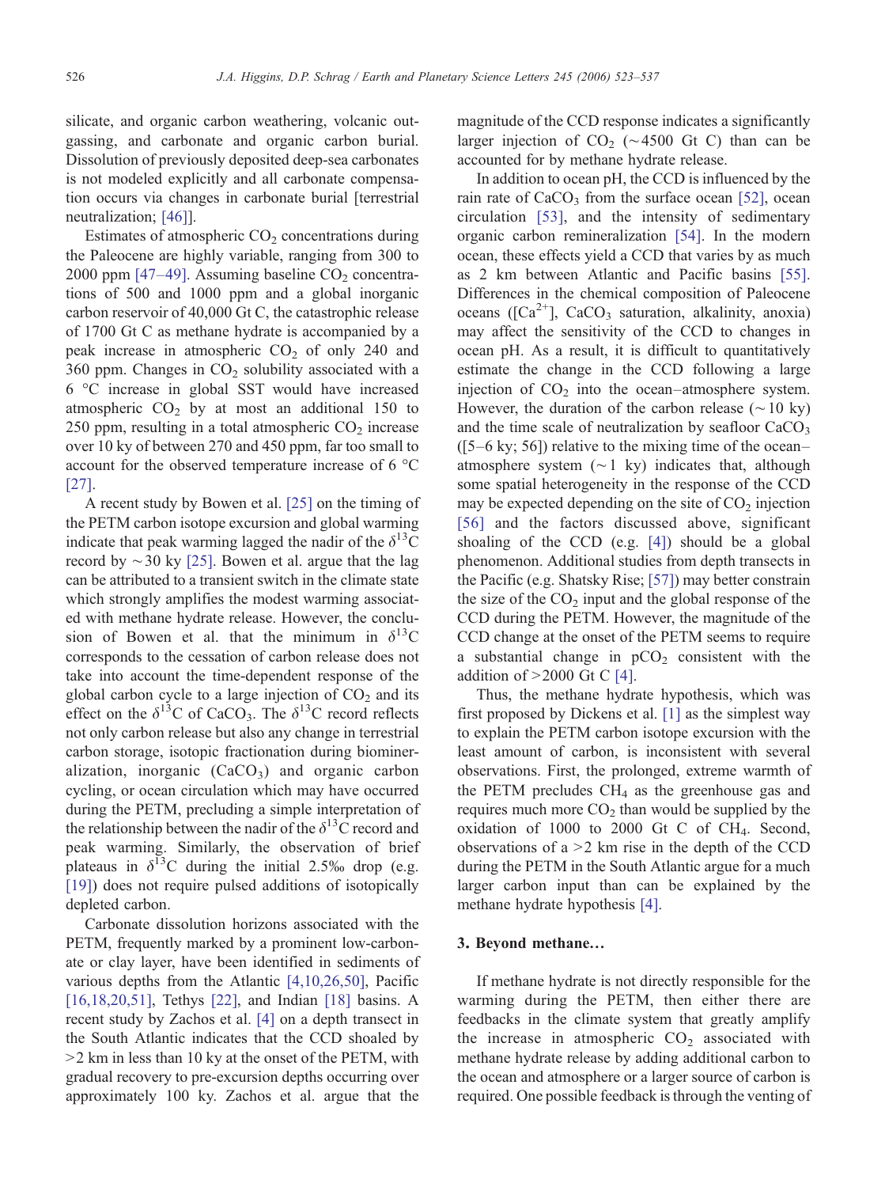silicate, and organic carbon weathering, volcanic outgassing, and carbonate and organic carbon burial. Dissolution of previously deposited deep-sea carbonates is not modeled explicitly and all carbonate compensation occurs via changes in carbonate burial [terrestrial neutralization; [46]].

Estimates of atmospheric $CO_2$ concentrations during the Paleocene are highly variable, ranging from 300 to 2000 ppm [47–49]. Assuming baseline $CO_2$ concentrations of 500 and 1000 ppm and a global inorganic carbon reservoir of 40,000 Gt C, the catastrophic release of 1700 Gt C as methane hydrate is accompanied by a peak increase in atmospheric $CO_2$ of only 240 and 360 ppm. Changes in $CO_2$ solubility associated with a 6 °C increase in global SST would have increased atmospheric $CO_2$ by at most an additional 150 to 250 ppm, resulting in a total atmospheric $CO_2$ increase over 10 ky of between 270 and 450 ppm, far too small to account for the observed temperature increase of 6 °C [27].

A recent study by Bowen et al. [25] on the timing of the PETM carbon isotope excursion and global warming indicate that peak warming lagged the nadir of the $\delta^{13}C$ record by ~30 ky [25]. Bowen et al. argue that the lag can be attributed to a transient switch in the climate state which strongly amplifies the modest warming associated with methane hydrate release. However, the conclusion of Bowen et al. that the minimum in $\delta^{13}C$ corresponds to the cessation of carbon release does not take into account the time-dependent response of the global carbon cycle to a large injection of $CO_2$ and its effect on the $\delta^{13}C$ of $CaCO_3$. The $\delta^{13}C$ record reflects not only carbon release but also any change in terrestrial carbon storage, isotopic fractionation during biomineralization, inorganic ($CaCO_3$) and organic carbon cycling, or ocean circulation which may have occurred during the PETM, precluding a simple interpretation of the relationship between the nadir of the $\delta^{13}C$ record and peak warming. Similarly, the observation of brief plateaus in $\delta^{13}C$ during the initial 2.5‰ drop (e.g. [19]) does not require pulsed additions of isotopically depleted carbon.

Carbonate dissolution horizons associated with the PETM, frequently marked by a prominent low-carbonate or clay layer, have been identified in sediments of various depths from the Atlantic [4,10,26,50], Pacific [16,18,20,51], Tethys [22], and Indian [18] basins. A recent study by Zachos et al. [4] on a depth transect in the South Atlantic indicates that the CCD shoaled by >2 km in less than 10 ky at the onset of the PETM, with gradual recovery to pre-excursion depths occurring over approximately 100 ky. Zachos et al. argue that the magnitude of the CCD response indicates a significantly larger injection of $CO_2$ (~4500 Gt C) than can be accounted for by methane hydrate release.

In addition to ocean pH, the CCD is influenced by the rain rate of $CaCO_3$ from the surface ocean [52], ocean circulation [53], and the intensity of sedimentary organic carbon remineralization [54]. In the modern ocean, these effects yield a CCD that varies by as much as 2 km between Atlantic and Pacific basins [55]. Differences in the chemical composition of Paleocene oceans ([$Ca^{2+}$], $CaCO_3$ saturation, alkalinity, anoxia) may affect the sensitivity of the CCD to changes in ocean pH. As a result, it is difficult to quantitatively estimate the change in the CCD following a large injection of $CO_2$ into the ocean–atmosphere system. However, the duration of the carbon release (~10 ky) and the time scale of neutralization by seafloor $CaCO_3$ ([5–6 ky; 56]) relative to the mixing time of the ocean–atmosphere system (~1 ky) indicates that, although some spatial heterogeneity in the response of the CCD may be expected depending on the site of $CO_2$ injection [56] and the factors discussed above, significant shoaling of the CCD (e.g. [4]) should be a global phenomenon. Additional studies from depth transects in the Pacific (e.g. Shatsky Rise; [57]) may better constrain the size of the $CO_2$ input and the global response of the CCD during the PETM. However, the magnitude of the CCD change at the onset of the PETM seems to require a substantial change in $pCO_2$ consistent with the addition of >2000 Gt C [4].

Thus, the methane hydrate hypothesis, which was first proposed by Dickens et al. [1] as the simplest way to explain the PETM carbon isotope excursion with the least amount of carbon, is inconsistent with several observations. First, the prolonged, extreme warmth of the PETM precludes $CH_4$ as the greenhouse gas and requires much more $CO_2$ than would be supplied by the oxidation of 1000 to 2000 Gt C of $CH_4$. Second, observations of a >2 km rise in the depth of the CCD during the PETM in the South Atlantic argue for a much larger carbon input than can be explained by the methane hydrate hypothesis [4].

## 3. Beyond methane…

If methane hydrate is not directly responsible for the warming during the PETM, then either there are feedbacks in the climate system that greatly amplify the increase in atmospheric $CO_2$ associated with methane hydrate release by adding additional carbon to the ocean and atmosphere or a larger source of carbon is required. One possible feedback is through the venting of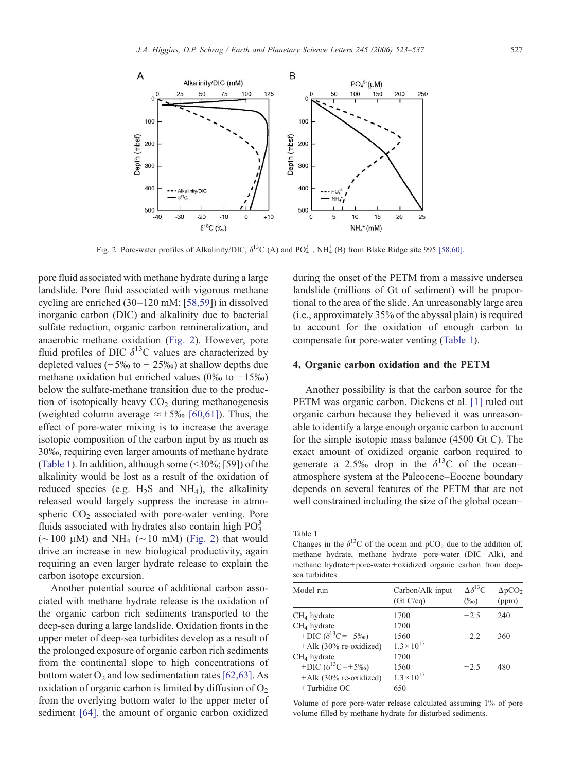Fig. 2. Pore-water profiles of Alkalinity/DIC, $\delta^{13}C$ (A) and $PO_4^{3-}$, $NH_4^+$ (B) from Blake Ridge site 995 [58,60].

pore fluid associated with methane hydrate during a large landslide. Pore fluid associated with vigorous methane cycling are enriched (30–120 mM; [58,59]) in dissolved inorganic carbon (DIC) and alkalinity due to bacterial sulfate reduction, organic carbon remineralization, and anaerobic methane oxidation (Fig. 2). However, pore fluid profiles of DIC $\delta^{13}C$ values are characterized by depleted values (−5‰ to − 25‰) at shallow depths due methane oxidation but enriched values (0‰ to +15‰) below the sulfate-methane transition due to the production of isotopically heavy $CO_2$ during methanogenesis (weighted column average ≈+5‰ [60,61]). Thus, the effect of pore-water mixing is to increase the average isotopic composition of the carbon input by as much as 30‰, requiring even larger amounts of methane hydrate (Table 1). In addition, although some (<30%; [59]) of the alkalinity would be lost as a result of the oxidation of reduced species (e.g. $H_2S$ and $NH_4^+$), the alkalinity released would largely suppress the increase in atmospheric $CO_2$ associated with pore-water venting. Pore fluids associated with hydrates also contain high $PO_4^{3-}$ (~100 μM) and $NH_4^+$ (~10 mM) (Fig. 2) that would drive an increase in new biological productivity, again requiring an even larger hydrate release to explain the carbon isotope excursion.

Another potential source of additional carbon associated with methane hydrate release is the oxidation of the organic carbon rich sediments transported to the deep-sea during a large landslide. Oxidation fronts in the upper meter of deep-sea turbidites develop as a result of the prolonged exposure of organic carbon rich sediments from the continental slope to high concentrations of bottom water $O_2$ and low sedimentation rates [62,63]. As oxidation of organic carbon is limited by diffusion of $O_2$ from the overlying bottom water to the upper meter of sediment [64], the amount of organic carbon oxidized during the onset of the PETM from a massive undersea landslide (millions of Gt of sediment) will be proportional to the area of the slide. An unreasonably large area (i.e., approximately 35% of the abyssal plain) is required to account for the oxidation of enough carbon to compensate for pore-water venting (Table 1).

## 4. Organic carbon oxidation and the PETM

Another possibility is that the carbon source for the PETM was organic carbon. Dickens et al. [1] ruled out organic carbon because they believed it was unreasonable to identify a large enough organic carbon to account for the simple isotopic mass balance (4500 Gt C). The exact amount of oxidized organic carbon required to generate a 2.5‰ drop in the $\delta^{13}C$ of the ocean–atmosphere system at the Paleocene–Eocene boundary depends on several features of the PETM that are not well constrained including the size of the global ocean–

Table 1

Changes in the $\delta^{13}C$ of the ocean and $pCO_2$ due to the addition of, methane hydrate, methane hydrate+pore-water (DIC+Alk), and methane hydrate+pore-water+oxidized organic carbon from deep-sea turbidites

| Model run | Carbon/Alk input (Gt C/eq) | $\Delta\delta^{13}C$ (‰) | $\Delta pCO_2$ (ppm) |
|---|---|---|---|
| $CH_4$ hydrate | 1700 | −2.5 | 240 |
| $CH_4$ hydrate | 1700 | | |
| +DIC ($\delta^{13}C$=+5‰) | 1560 | −2.2 | 360 |
| +Alk (30% re-oxidized) | $1.3\times10^{17}$ | | |
| $CH_4$ hydrate | 1700 | | |
| +DIC ($\delta^{13}C$=+5‰) | 1560 | −2.5 | 480 |
| +Alk (30% re-oxidized) | $1.3\times10^{17}$ | | |
| +Turbidite OC | 650 | | |

Volume of pore pore-water release calculated assuming 1% of pore volume filled by methane hydrate for disturbed sediments.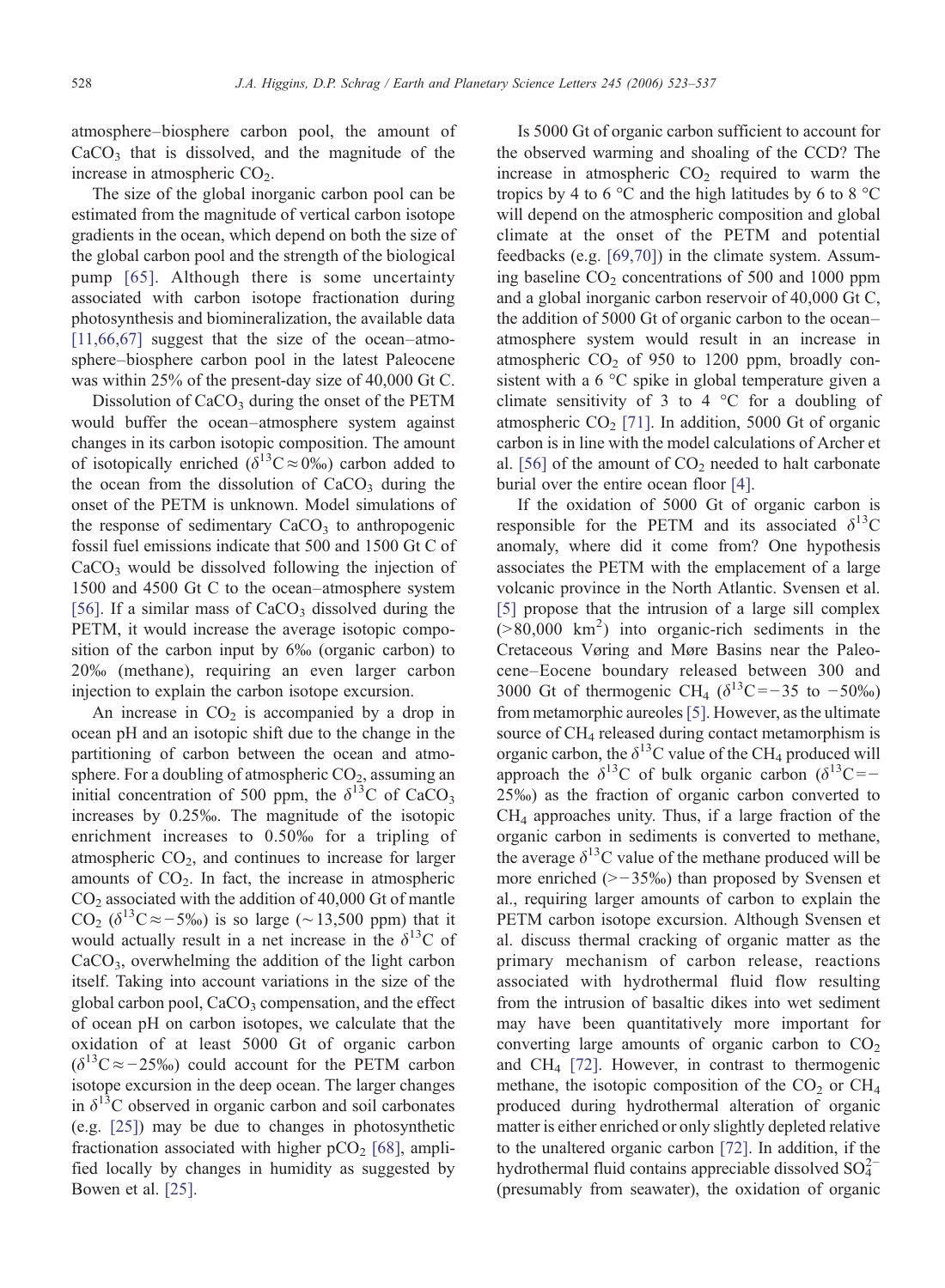atmosphere–biosphere carbon pool, the amount of $CaCO_3$ that is dissolved, and the magnitude of the increase in atmospheric $CO_2$.

The size of the global inorganic carbon pool can be estimated from the magnitude of vertical carbon isotope gradients in the ocean, which depend on both the size of the global carbon pool and the strength of the biological pump [65]. Although there is some uncertainty associated with carbon isotope fractionation during photosynthesis and biomineralization, the available data [11,66,67] suggest that the size of the ocean–atmosphere–biosphere carbon pool in the latest Paleocene was within 25% of the present-day size of 40,000 Gt C.

Dissolution of $CaCO_3$ during the onset of the PETM would buffer the ocean–atmosphere system against changes in its carbon isotopic composition. The amount of isotopically enriched ($\delta^{13}C \approx 0$‰) carbon added to the ocean from the dissolution of $CaCO_3$ during the onset of the PETM is unknown. Model simulations of the response of sedimentary $CaCO_3$ to anthropogenic fossil fuel emissions indicate that 500 and 1500 Gt C of $CaCO_3$ would be dissolved following the injection of 1500 and 4500 Gt C to the ocean–atmosphere system [56]. If a similar mass of $CaCO_3$ dissolved during the PETM, it would increase the average isotopic composition of the carbon input by 6‰ (organic carbon) to 20‰ (methane), requiring an even larger carbon injection to explain the carbon isotope excursion.

An increase in $CO_2$ is accompanied by a drop in ocean pH and an isotopic shift due to the change in the partitioning of carbon between the ocean and atmosphere. For a doubling of atmospheric $CO_2$, assuming an initial concentration of 500 ppm, the $\delta^{13}C$ of $CaCO_3$ increases by 0.25‰. The magnitude of the isotopic enrichment increases to 0.50‰ for a tripling of atmospheric $CO_2$, and continues to increase for larger amounts of $CO_2$. In fact, the increase in atmospheric $CO_2$ associated with the addition of 40,000 Gt of mantle $CO_2$ ($\delta^{13}C \approx -5$‰) is so large ($\sim 13{,}500$ ppm) that it would actually result in a net increase in the $\delta^{13}C$ of $CaCO_3$, overwhelming the addition of the light carbon itself. Taking into account variations in the size of the global carbon pool, $CaCO_3$ compensation, and the effect of ocean pH on carbon isotopes, we calculate that the oxidation of at least 5000 Gt of organic carbon ($\delta^{13}C \approx -25$‰) could account for the PETM carbon isotope excursion in the deep ocean. The larger changes in $\delta^{13}C$ observed in organic carbon and soil carbonates (e.g. [25]) may be due to changes in photosynthetic fractionation associated with higher $pCO_2$ [68], amplified locally by changes in humidity as suggested by Bowen et al. [25].

Is 5000 Gt of organic carbon sufficient to account for the observed warming and shoaling of the CCD? The increase in atmospheric $CO_2$ required to warm the tropics by 4 to 6 °C and the high latitudes by 6 to 8 °C will depend on the atmospheric composition and global climate at the onset of the PETM and potential feedbacks (e.g. [69,70]) in the climate system. Assuming baseline $CO_2$ concentrations of 500 and 1000 ppm and a global inorganic carbon reservoir of 40,000 Gt C, the addition of 5000 Gt of organic carbon to the ocean–atmosphere system would result in an increase in atmospheric $CO_2$ of 950 to 1200 ppm, broadly consistent with a 6 °C spike in global temperature given a climate sensitivity of 3 to 4 °C for a doubling of atmospheric $CO_2$ [71]. In addition, 5000 Gt of organic carbon is in line with the model calculations of Archer et al. [56] of the amount of $CO_2$ needed to halt carbonate burial over the entire ocean floor [4].

If the oxidation of 5000 Gt of organic carbon is responsible for the PETM and its associated $\delta^{13}C$ anomaly, where did it come from? One hypothesis associates the PETM with the emplacement of a large volcanic province in the North Atlantic. Svensen et al. [5] propose that the intrusion of a large sill complex ($>80{,}000$ km$^2$) into organic-rich sediments in the Cretaceous Vøring and Møre Basins near the Paleocene–Eocene boundary released between 300 and 3000 Gt of thermogenic $CH_4$ ($\delta^{13}C = -35$ to $-50$‰) from metamorphic aureoles [5]. However, as the ultimate source of $CH_4$ released during contact metamorphism is organic carbon, the $\delta^{13}C$ value of the $CH_4$ produced will approach the $\delta^{13}C$ of bulk organic carbon ($\delta^{13}C = -25$‰) as the fraction of organic carbon converted to $CH_4$ approaches unity. Thus, if a large fraction of the organic carbon in sediments is converted to methane, the average $\delta^{13}C$ value of the methane produced will be more enriched ($> -35$‰) than proposed by Svensen et al., requiring larger amounts of carbon to explain the PETM carbon isotope excursion. Although Svensen et al. discuss thermal cracking of organic matter as the primary mechanism of carbon release, reactions associated with hydrothermal fluid flow resulting from the intrusion of basaltic dikes into wet sediment may have been quantitatively more important for converting large amounts of organic carbon to $CO_2$ and $CH_4$ [72]. However, in contrast to thermogenic methane, the isotopic composition of the $CO_2$ or $CH_4$ produced during hydrothermal alteration of organic matter is either enriched or only slightly depleted relative to the unaltered organic carbon [72]. In addition, if the hydrothermal fluid contains appreciable dissolved $SO_4^{2-}$ (presumably from seawater), the oxidation of organic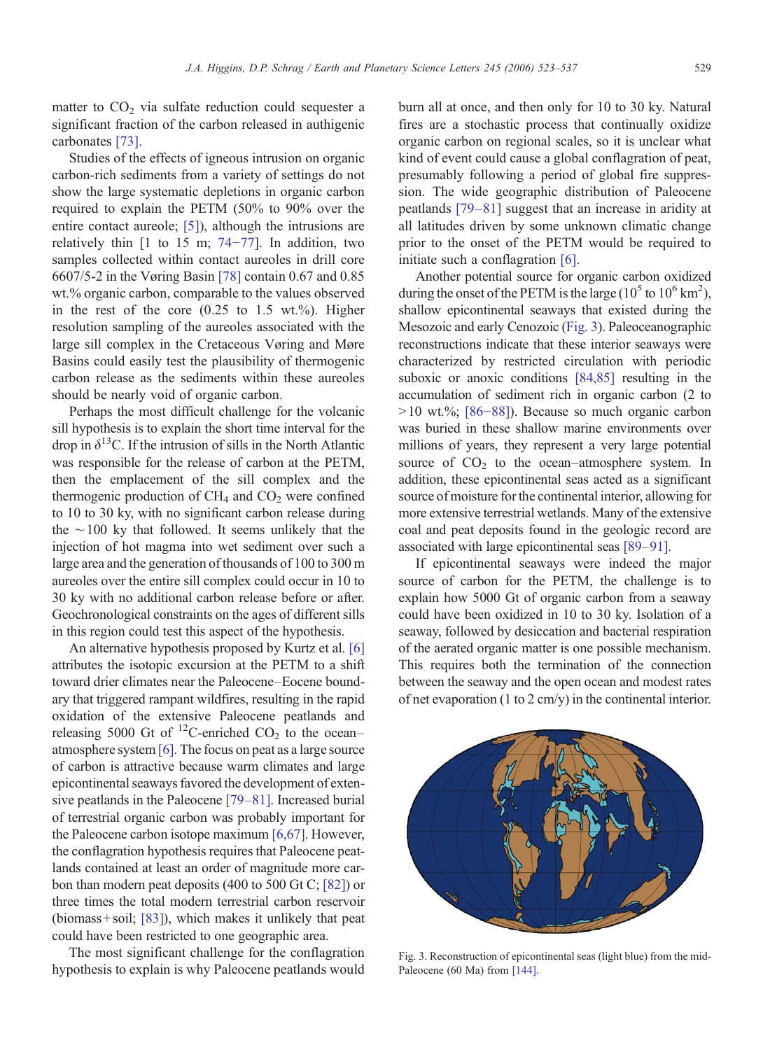matter to $CO_2$ via sulfate reduction could sequester a significant fraction of the carbon released in authigenic carbonates [73].

Studies of the effects of igneous intrusion on organic carbon-rich sediments from a variety of settings do not show the large systematic depletions in organic carbon required to explain the PETM (50% to 90% over the entire contact aureole; [5]), although the intrusions are relatively thin [1 to 15 m; 74–77]. In addition, two samples collected within contact aureoles in drill core 6607/5-2 in the Vøring Basin [78] contain 0.67 and 0.85 wt.% organic carbon, comparable to the values observed in the rest of the core (0.25 to 1.5 wt.%). Higher resolution sampling of the aureoles associated with the large sill complex in the Cretaceous Vøring and Møre Basins could easily test the plausibility of thermogenic carbon release as the sediments within these aureoles should be nearly void of organic carbon.

Perhaps the most difficult challenge for the volcanic sill hypothesis is to explain the short time interval for the drop in $\delta^{13}C$. If the intrusion of sills in the North Atlantic was responsible for the release of carbon at the PETM, then the emplacement of the sill complex and the thermogenic production of $CH_4$ and $CO_2$ were confined to 10 to 30 ky, with no significant carbon release during the ~100 ky that followed. It seems unlikely that the injection of hot magma into wet sediment over such a large area and the generation of thousands of 100 to 300 m aureoles over the entire sill complex could occur in 10 to 30 ky with no additional carbon release before or after. Geochronological constraints on the ages of different sills in this region could test this aspect of the hypothesis.

An alternative hypothesis proposed by Kurtz et al. [6] attributes the isotopic excursion at the PETM to a shift toward drier climates near the Paleocene–Eocene boundary that triggered rampant wildfires, resulting in the rapid oxidation of the extensive Paleocene peatlands and releasing 5000 Gt of $^{12}C$-enriched $CO_2$ to the ocean–atmosphere system [6]. The focus on peat as a large source of carbon is attractive because warm climates and large epicontinental seaways favored the development of extensive peatlands in the Paleocene [79–81]. Increased burial of terrestrial organic carbon was probably important for the Paleocene carbon isotope maximum [6,67]. However, the conflagration hypothesis requires that Paleocene peatlands contained at least an order of magnitude more carbon than modern peat deposits (400 to 500 Gt C; [82]) or three times the total modern terrestrial carbon reservoir (biomass+soil; [83]), which makes it unlikely that peat could have been restricted to one geographic area.

The most significant challenge for the conflagration hypothesis to explain is why Paleocene peatlands would burn all at once, and then only for 10 to 30 ky. Natural fires are a stochastic process that continually oxidize organic carbon on regional scales, so it is unclear what kind of event could cause a global conflagration of peat, presumably following a period of global fire suppression. The wide geographic distribution of Paleocene peatlands [79–81] suggest that an increase in aridity at all latitudes driven by some unknown climatic change prior to the onset of the PETM would be required to initiate such a conflagration [6].

Another potential source for organic carbon oxidized during the onset of the PETM is the large ($10^5$ to $10^6$ km$^2$), shallow epicontinental seaways that existed during the Mesozoic and early Cenozoic (Fig. 3). Paleoceanographic reconstructions indicate that these interior seaways were characterized by restricted circulation with periodic suboxic or anoxic conditions [84,85] resulting in the accumulation of sediment rich in organic carbon (2 to >10 wt.%; [86–88]). Because so much organic carbon was buried in these shallow marine environments over millions of years, they represent a very large potential source of $CO_2$ to the ocean–atmosphere system. In addition, these epicontinental seas acted as a significant source of moisture for the continental interior, allowing for more extensive terrestrial wetlands. Many of the extensive coal and peat deposits found in the geologic record are associated with large epicontinental seas [89–91].

If epicontinental seaways were indeed the major source of carbon for the PETM, the challenge is to explain how 5000 Gt of organic carbon from a seaway could have been oxidized in 10 to 30 ky. Isolation of a seaway, followed by desiccation and bacterial respiration of the aerated organic matter is one possible mechanism. This requires both the termination of the connection between the seaway and the open ocean and modest rates of net evaporation (1 to 2 cm/y) in the continental interior.

Fig. 3. Reconstruction of epicontinental seas (light blue) from the mid-Paleocene (60 Ma) from [144].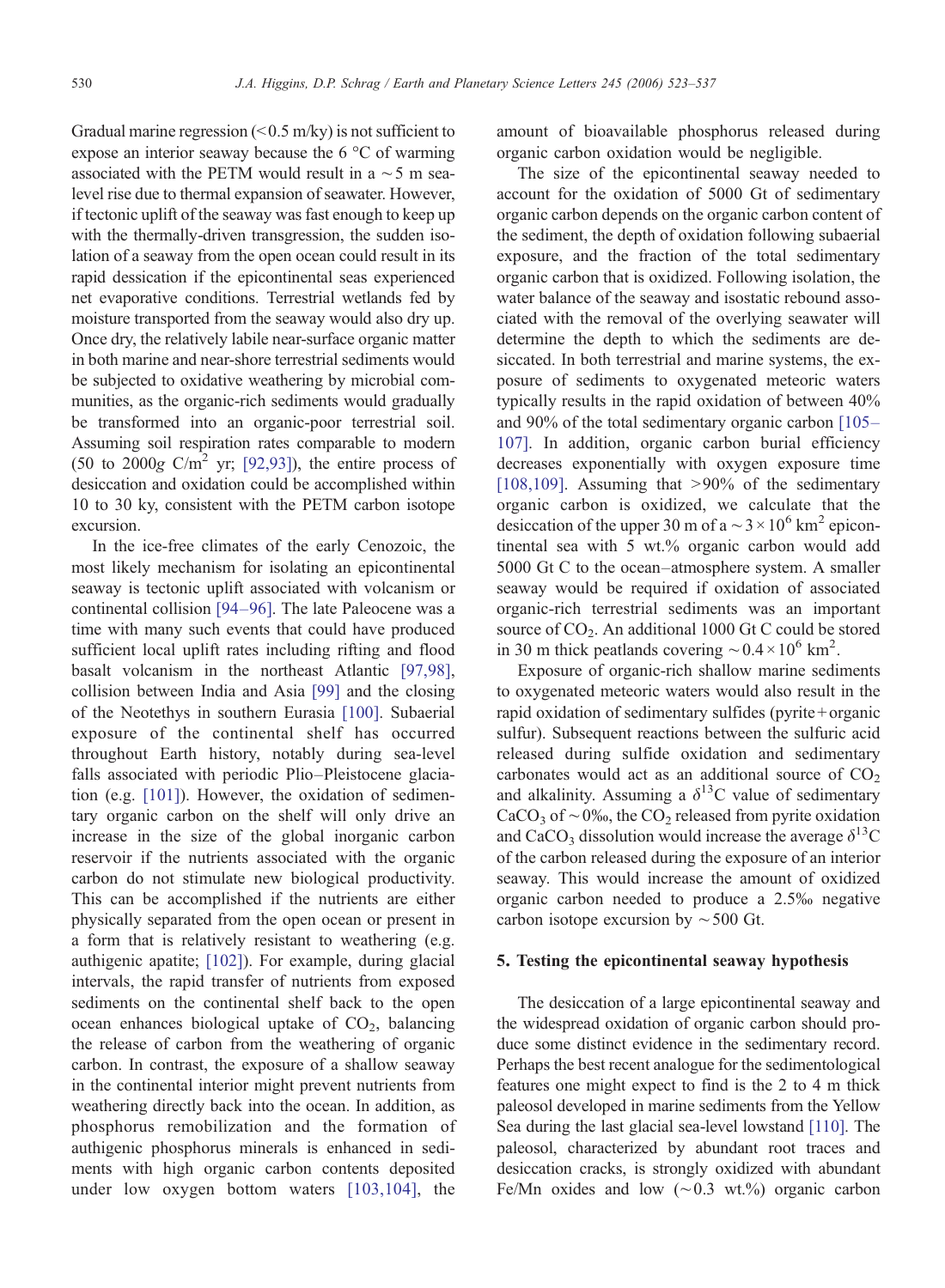Gradual marine regression (<0.5 m/ky) is not sufficient to expose an interior seaway because the 6 °C of warming associated with the PETM would result in a ~5 m sea-level rise due to thermal expansion of seawater. However, if tectonic uplift of the seaway was fast enough to keep up with the thermally-driven transgression, the sudden isolation of a seaway from the open ocean could result in its rapid dessication if the epicontinental seas experienced net evaporative conditions. Terrestrial wetlands fed by moisture transported from the seaway would also dry up. Once dry, the relatively labile near-surface organic matter in both marine and near-shore terrestrial sediments would be subjected to oxidative weathering by microbial communities, as the organic-rich sediments would gradually be transformed into an organic-poor terrestrial soil. Assuming soil respiration rates comparable to modern (50 to 2000*g* C/m$^2$ yr; [92,93]), the entire process of desiccation and oxidation could be accomplished within 10 to 30 ky, consistent with the PETM carbon isotope excursion.

In the ice-free climates of the early Cenozoic, the most likely mechanism for isolating an epicontinental seaway is tectonic uplift associated with volcanism or continental collision [94–96]. The late Paleocene was a time with many such events that could have produced sufficient local uplift rates including rifting and flood basalt volcanism in the northeast Atlantic [97,98], collision between India and Asia [99] and the closing of the Neotethys in southern Eurasia [100]. Subaerial exposure of the continental shelf has occurred throughout Earth history, notably during sea-level falls associated with periodic Plio–Pleistocene glaciation (e.g. [101]). However, the oxidation of sedimentary organic carbon on the shelf will only drive an increase in the size of the global inorganic carbon reservoir if the nutrients associated with the organic carbon do not stimulate new biological productivity. This can be accomplished if the nutrients are either physically separated from the open ocean or present in a form that is relatively resistant to weathering (e.g. authigenic apatite; [102]). For example, during glacial intervals, the rapid transfer of nutrients from exposed sediments on the continental shelf back to the open ocean enhances biological uptake of $CO_2$, balancing the release of carbon from the weathering of organic carbon. In contrast, the exposure of a shallow seaway in the continental interior might prevent nutrients from weathering directly back into the ocean. In addition, as phosphorus remobilization and the formation of authigenic phosphorus minerals is enhanced in sediments with high organic carbon contents deposited under low oxygen bottom waters [103,104], the amount of bioavailable phosphorus released during organic carbon oxidation would be negligible.

The size of the epicontinental seaway needed to account for the oxidation of 5000 Gt of sedimentary organic carbon depends on the organic carbon content of the sediment, the depth of oxidation following subaerial exposure, and the fraction of the total sedimentary organic carbon that is oxidized. Following isolation, the water balance of the seaway and isostatic rebound associated with the removal of the overlying seawater will determine the depth to which the sediments are desiccated. In both terrestrial and marine systems, the exposure of sediments to oxygenated meteoric waters typically results in the rapid oxidation of between 40% and 90% of the total sedimentary organic carbon [105–107]. In addition, organic carbon burial efficiency decreases exponentially with oxygen exposure time [108,109]. Assuming that >90% of the sedimentary organic carbon is oxidized, we calculate that the desiccation of the upper 30 m of a $\sim 3\times10^6$ km$^2$ epicontinental sea with 5 wt.% organic carbon would add 5000 Gt C to the ocean–atmosphere system. A smaller seaway would be required if oxidation of associated organic-rich terrestrial sediments was an important source of $CO_2$. An additional 1000 Gt C could be stored in 30 m thick peatlands covering $\sim 0.4\times10^6$ km$^2$.

Exposure of organic-rich shallow marine sediments to oxygenated meteoric waters would also result in the rapid oxidation of sedimentary sulfides (pyrite + organic sulfur). Subsequent reactions between the sulfuric acid released during sulfide oxidation and sedimentary carbonates would act as an additional source of $CO_2$ and alkalinity. Assuming a $\delta^{13}$C value of sedimentary $CaCO_3$ of ~0‰, the $CO_2$ released from pyrite oxidation and $CaCO_3$ dissolution would increase the average $\delta^{13}$C of the carbon released during the exposure of an interior seaway. This would increase the amount of oxidized organic carbon needed to produce a 2.5‰ negative carbon isotope excursion by ~500 Gt.

## 5. Testing the epicontinental seaway hypothesis

The desiccation of a large epicontinental seaway and the widespread oxidation of organic carbon should produce some distinct evidence in the sedimentary record. Perhaps the best recent analogue for the sedimentological features one might expect to find is the 2 to 4 m thick paleosol developed in marine sediments from the Yellow Sea during the last glacial sea-level lowstand [110]. The paleosol, characterized by abundant root traces and desiccation cracks, is strongly oxidized with abundant Fe/Mn oxides and low (~0.3 wt.%) organic carbon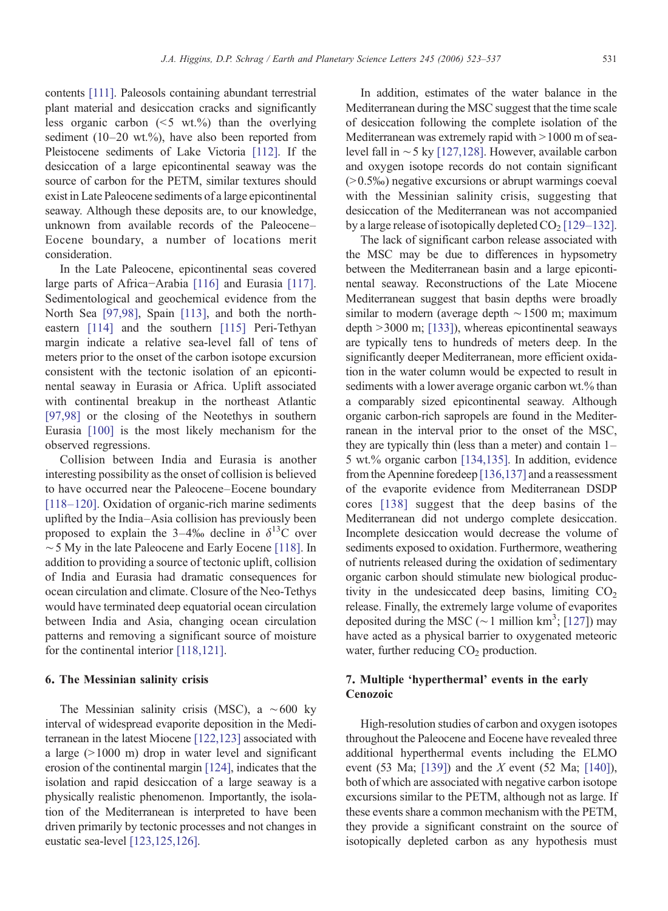contents [111]. Paleosols containing abundant terrestrial plant material and desiccation cracks and significantly less organic carbon (<5 wt.%) than the overlying sediment (10–20 wt.%), have also been reported from Pleistocene sediments of Lake Victoria [112]. If the desiccation of a large epicontinental seaway was the source of carbon for the PETM, similar textures should exist in Late Paleocene sediments of a large epicontinental seaway. Although these deposits are, to our knowledge, unknown from available records of the Paleocene–Eocene boundary, a number of locations merit consideration.

In the Late Paleocene, epicontinental seas covered large parts of Africa−Arabia [116] and Eurasia [117]. Sedimentological and geochemical evidence from the North Sea [97,98], Spain [113], and both the north-eastern [114] and the southern [115] Peri-Tethyan margin indicate a relative sea-level fall of tens of meters prior to the onset of the carbon isotope excursion consistent with the tectonic isolation of an epicontinental seaway in Eurasia or Africa. Uplift associated with continental breakup in the northeast Atlantic [97,98] or the closing of the Neotethys in southern Eurasia [100] is the most likely mechanism for the observed regressions.

Collision between India and Eurasia is another interesting possibility as the onset of collision is believed to have occurred near the Paleocene–Eocene boundary [118–120]. Oxidation of organic-rich marine sediments uplifted by the India–Asia collision has previously been proposed to explain the 3–4‰ decline in $\delta^{13}C$ over ~5 My in the late Paleocene and Early Eocene [118]. In addition to providing a source of tectonic uplift, collision of India and Eurasia had dramatic consequences for ocean circulation and climate. Closure of the Neo-Tethys would have terminated deep equatorial ocean circulation between India and Asia, changing ocean circulation patterns and removing a significant source of moisture for the continental interior [118,121].

## 6. The Messinian salinity crisis

The Messinian salinity crisis (MSC), a ~600 ky interval of widespread evaporite deposition in the Mediterranean in the latest Miocene [122,123] associated with a large (>1000 m) drop in water level and significant erosion of the continental margin [124], indicates that the isolation and rapid desiccation of a large seaway is a physically realistic phenomenon. Importantly, the isolation of the Mediterranean is interpreted to have been driven primarily by tectonic processes and not changes in eustatic sea-level [123,125,126].

In addition, estimates of the water balance in the Mediterranean during the MSC suggest that the time scale of desiccation following the complete isolation of the Mediterranean was extremely rapid with >1000 m of sea-level fall in ~5 ky [127,128]. However, available carbon and oxygen isotope records do not contain significant (>0.5‰) negative excursions or abrupt warmings coeval with the Messinian salinity crisis, suggesting that desiccation of the Mediterranean was not accompanied by a large release of isotopically depleted $CO_2$ [129–132].

The lack of significant carbon release associated with the MSC may be due to differences in hypsometry between the Mediterranean basin and a large epicontinental seaway. Reconstructions of the Late Miocene Mediterranean suggest that basin depths were broadly similar to modern (average depth ~1500 m; maximum depth >3000 m; [133]), whereas epicontinental seaways are typically tens to hundreds of meters deep. In the significantly deeper Mediterranean, more efficient oxidation in the water column would be expected to result in sediments with a lower average organic carbon wt.% than a comparably sized epicontinental seaway. Although organic carbon-rich sapropels are found in the Mediterranean in the interval prior to the onset of the MSC, they are typically thin (less than a meter) and contain 1–5 wt.% organic carbon [134,135]. In addition, evidence from the Apennine foredeep [136,137] and a reassessment of the evaporite evidence from Mediterranean DSDP cores [138] suggest that the deep basins of the Mediterranean did not undergo complete desiccation. Incomplete desiccation would decrease the volume of sediments exposed to oxidation. Furthermore, weathering of nutrients released during the oxidation of sedimentary organic carbon should stimulate new biological productivity in the undesiccated deep basins, limiting $CO_2$ release. Finally, the extremely large volume of evaporites deposited during the MSC (~1 million $km^3$; [127]) may have acted as a physical barrier to oxygenated meteoric water, further reducing $CO_2$ production.

## 7. Multiple 'hyperthermal' events in the early Cenozoic

High-resolution studies of carbon and oxygen isotopes throughout the Paleocene and Eocene have revealed three additional hyperthermal events including the ELMO event (53 Ma; [139]) and the *X* event (52 Ma; [140]), both of which are associated with negative carbon isotope excursions similar to the PETM, although not as large. If these events share a common mechanism with the PETM, they provide a significant constraint on the source of isotopically depleted carbon as any hypothesis must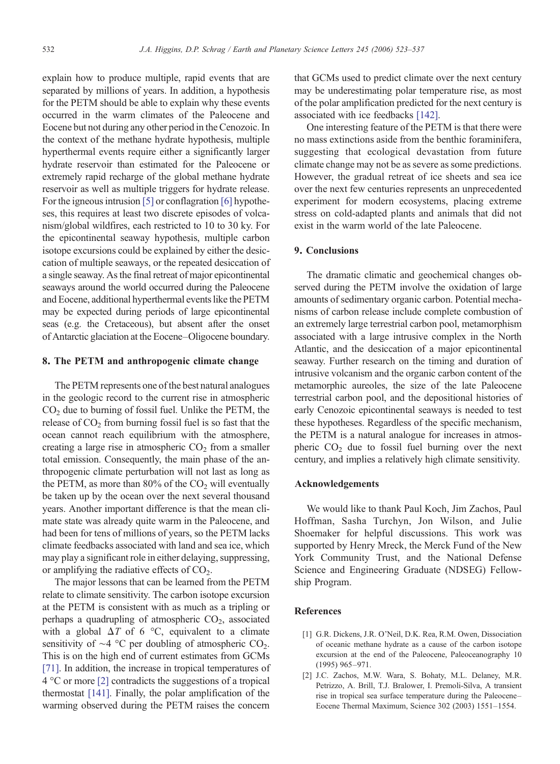explain how to produce multiple, rapid events that are separated by millions of years. In addition, a hypothesis for the PETM should be able to explain why these events occurred in the warm climates of the Paleocene and Eocene but not during any other period in the Cenozoic. In the context of the methane hydrate hypothesis, multiple hyperthermal events require either a significantly larger hydrate reservoir than estimated for the Paleocene or extremely rapid recharge of the global methane hydrate reservoir as well as multiple triggers for hydrate release. For the igneous intrusion [5] or conflagration [6] hypotheses, this requires at least two discrete episodes of volcanism/global wildfires, each restricted to 10 to 30 ky. For the epicontinental seaway hypothesis, multiple carbon isotope excursions could be explained by either the desiccation of multiple seaways, or the repeated desiccation of a single seaway. As the final retreat of major epicontinental seaways around the world occurred during the Paleocene and Eocene, additional hyperthermal events like the PETM may be expected during periods of large epicontinental seas (e.g. the Cretaceous), but absent after the onset of Antarctic glaciation at the Eocene–Oligocene boundary.

## 8. The PETM and anthropogenic climate change

The PETM represents one of the best natural analogues in the geologic record to the current rise in atmospheric $CO_2$ due to burning of fossil fuel. Unlike the PETM, the release of $CO_2$ from burning fossil fuel is so fast that the ocean cannot reach equilibrium with the atmosphere, creating a large rise in atmospheric $CO_2$ from a smaller total emission. Consequently, the main phase of the anthropogenic climate perturbation will not last as long as the PETM, as more than 80% of the $CO_2$ will eventually be taken up by the ocean over the next several thousand years. Another important difference is that the mean climate state was already quite warm in the Paleocene, and had been for tens of millions of years, so the PETM lacks climate feedbacks associated with land and sea ice, which may play a significant role in either delaying, suppressing, or amplifying the radiative effects of $CO_2$.

The major lessons that can be learned from the PETM relate to climate sensitivity. The carbon isotope excursion at the PETM is consistent with as much as a tripling or perhaps a quadrupling of atmospheric $CO_2$, associated with a global $\Delta T$ of 6 °C, equivalent to a climate sensitivity of ~4 °C per doubling of atmospheric $CO_2$. This is on the high end of current estimates from GCMs [71]. In addition, the increase in tropical temperatures of 4 °C or more [2] contradicts the suggestions of a tropical thermostat [141]. Finally, the polar amplification of the warming observed during the PETM raises the concern that GCMs used to predict climate over the next century may be underestimating polar temperature rise, as most of the polar amplification predicted for the next century is associated with ice feedbacks [142].

One interesting feature of the PETM is that there were no mass extinctions aside from the benthic foraminifera, suggesting that ecological devastation from future climate change may not be as severe as some predictions. However, the gradual retreat of ice sheets and sea ice over the next few centuries represents an unprecedented experiment for modern ecosystems, placing extreme stress on cold-adapted plants and animals that did not exist in the warm world of the late Paleocene.

## 9. Conclusions

The dramatic climatic and geochemical changes observed during the PETM involve the oxidation of large amounts of sedimentary organic carbon. Potential mechanisms of carbon release include complete combustion of an extremely large terrestrial carbon pool, metamorphism associated with a large intrusive complex in the North Atlantic, and the desiccation of a major epicontinental seaway. Further research on the timing and duration of intrusive volcanism and the organic carbon content of the metamorphic aureoles, the size of the late Paleocene terrestrial carbon pool, and the depositional histories of early Cenozoic epicontinental seaways is needed to test these hypotheses. Regardless of the specific mechanism, the PETM is a natural analogue for increases in atmospheric $CO_2$ due to fossil fuel burning over the next century, and implies a relatively high climate sensitivity.

## Acknowledgements

We would like to thank Paul Koch, Jim Zachos, Paul Hoffman, Sasha Turchyn, Jon Wilson, and Julie Shoemaker for helpful discussions. This work was supported by Henry Mreck, the Merck Fund of the New York Community Trust, and the National Defense Science and Engineering Graduate (NDSEG) Fellowship Program.

## References

[1] G.R. Dickens, J.R. O'Neil, D.K. Rea, R.M. Owen, Dissociation of oceanic methane hydrate as a cause of the carbon isotope excursion at the end of the Paleocene, Paleoceanography 10 (1995) 965–971.

[2] J.C. Zachos, M.W. Wara, S. Bohaty, M.L. Delaney, M.R. Petrizzo, A. Brill, T.J. Bralower, I. Premoli-Silva, A transient rise in tropical sea surface temperature during the Paleocene–Eocene Thermal Maximum, Science 302 (2003) 1551–1554.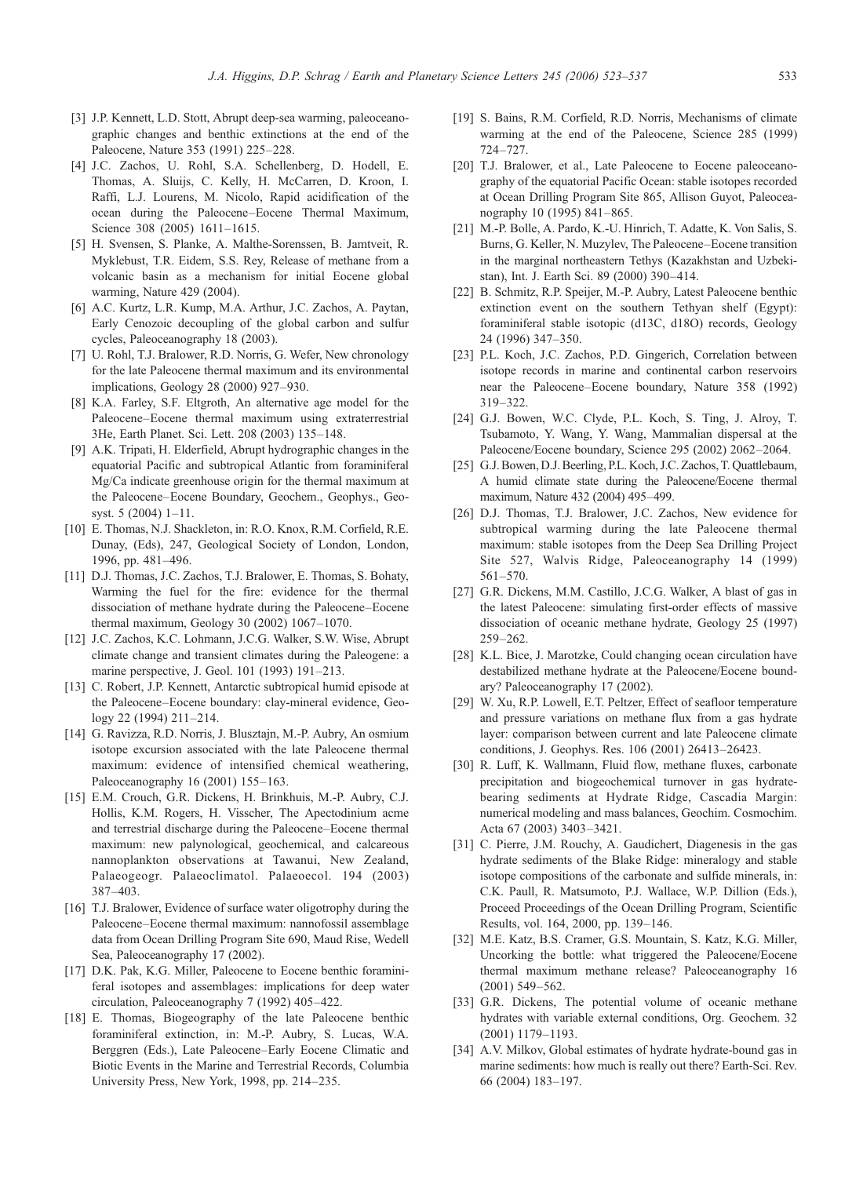[3] J.P. Kennett, L.D. Stott, Abrupt deep-sea warming, paleoceanographic changes and benthic extinctions at the end of the Paleocene, Nature 353 (1991) 225–228.

[4] J.C. Zachos, U. Rohl, S.A. Schellenberg, D. Hodell, E. Thomas, A. Sluijs, C. Kelly, H. McCarren, D. Kroon, I. Raffi, L.J. Lourens, M. Nicolo, Rapid acidification of the ocean during the Paleocene–Eocene Thermal Maximum, Science 308 (2005) 1611–1615.

[5] H. Svensen, S. Planke, A. Malthe-Sorenssen, B. Jamtveit, R. Myklebust, T.R. Eidem, S.S. Rey, Release of methane from a volcanic basin as a mechanism for initial Eocene global warming, Nature 429 (2004).

[6] A.C. Kurtz, L.R. Kump, M.A. Arthur, J.C. Zachos, A. Paytan, Early Cenozoic decoupling of the global carbon and sulfur cycles, Paleoceanography 18 (2003).

[7] U. Rohl, T.J. Bralower, R.D. Norris, G. Wefer, New chronology for the late Paleocene thermal maximum and its environmental implications, Geology 28 (2000) 927–930.

[8] K.A. Farley, S.F. Eltgroth, An alternative age model for the Paleocene–Eocene thermal maximum using extraterrestrial 3He, Earth Planet. Sci. Lett. 208 (2003) 135–148.

[9] A.K. Tripati, H. Elderfield, Abrupt hydrographic changes in the equatorial Pacific and subtropical Atlantic from foraminiferal Mg/Ca indicate greenhouse origin for the thermal maximum at the Paleocene–Eocene Boundary, Geochem., Geophys., Geosyst. 5 (2004) 1–11.

[10] E. Thomas, N.J. Shackleton, in: R.O. Knox, R.M. Corfield, R.E. Dunay, (Eds), 247, Geological Society of London, London, 1996, pp. 481–496.

[11] D.J. Thomas, J.C. Zachos, T.J. Bralower, E. Thomas, S. Bohaty, Warming the fuel for the fire: evidence for the thermal dissociation of methane hydrate during the Paleocene–Eocene thermal maximum, Geology 30 (2002) 1067–1070.

[12] J.C. Zachos, K.C. Lohmann, J.C.G. Walker, S.W. Wise, Abrupt climate change and transient climates during the Paleogene: a marine perspective, J. Geol. 101 (1993) 191–213.

[13] C. Robert, J.P. Kennett, Antarctic subtropical humid episode at the Paleocene–Eocene boundary: clay-mineral evidence, Geology 22 (1994) 211–214.

[14] G. Ravizza, R.D. Norris, J. Blusztajn, M.-P. Aubry, An osmium isotope excursion associated with the late Paleocene thermal maximum: evidence of intensified chemical weathering, Paleoceanography 16 (2001) 155–163.

[15] E.M. Crouch, G.R. Dickens, H. Brinkhuis, M.-P. Aubry, C.J. Hollis, K.M. Rogers, H. Visscher, The Apectodinium acme and terrestrial discharge during the Paleocene–Eocene thermal maximum: new palynological, geochemical, and calcareous nannoplankton observations at Tawanui, New Zealand, Palaeogeogr. Palaeoclimatol. Palaeoecol. 194 (2003) 387–403.

[16] T.J. Bralower, Evidence of surface water oligotrophy during the Paleocene–Eocene thermal maximum: nannofossil assemblage data from Ocean Drilling Program Site 690, Maud Rise, Wedell Sea, Paleoceanography 17 (2002).

[17] D.K. Pak, K.G. Miller, Paleocene to Eocene benthic foraminiferal isotopes and assemblages: implications for deep water circulation, Paleoceanography 7 (1992) 405–422.

[18] E. Thomas, Biogeography of the late Paleocene benthic foraminiferal extinction, in: M.-P. Aubry, S. Lucas, W.A. Berggren (Eds.), Late Paleocene–Early Eocene Climatic and Biotic Events in the Marine and Terrestrial Records, Columbia University Press, New York, 1998, pp. 214–235.

[19] S. Bains, R.M. Corfield, R.D. Norris, Mechanisms of climate warming at the end of the Paleocene, Science 285 (1999) 724–727.

[20] T.J. Bralower, et al., Late Paleocene to Eocene paleoceanography of the equatorial Pacific Ocean: stable isotopes recorded at Ocean Drilling Program Site 865, Allison Guyot, Paleoceanography 10 (1995) 841–865.

[21] M.-P. Bolle, A. Pardo, K.-U. Hinrich, T. Adatte, K. Von Salis, S. Burns, G. Keller, N. Muzylev, The Paleocene–Eocene transition in the marginal northeastern Tethys (Kazakhstan and Uzbekistan), Int. J. Earth Sci. 89 (2000) 390–414.

[22] B. Schmitz, R.P. Speijer, M.-P. Aubry, Latest Paleocene benthic extinction event on the southern Tethyan shelf (Egypt): foraminiferal stable isotopic (d13C, d18O) records, Geology 24 (1996) 347–350.

[23] P.L. Koch, J.C. Zachos, P.D. Gingerich, Correlation between isotope records in marine and continental carbon reservoirs near the Paleocene–Eocene boundary, Nature 358 (1992) 319–322.

[24] G.J. Bowen, W.C. Clyde, P.L. Koch, S. Ting, J. Alroy, T. Tsubamoto, Y. Wang, Y. Wang, Mammalian dispersal at the Paleocene/Eocene boundary, Science 295 (2002) 2062–2064.

[25] G.J. Bowen, D.J. Beerling, P.L. Koch, J.C. Zachos, T. Quattlebaum, A humid climate state during the Paleocene/Eocene thermal maximum, Nature 432 (2004) 495–499.

[26] D.J. Thomas, T.J. Bralower, J.C. Zachos, New evidence for subtropical warming during the late Paleocene thermal maximum: stable isotopes from the Deep Sea Drilling Project Site 527, Walvis Ridge, Paleoceanography 14 (1999) 561–570.

[27] G.R. Dickens, M.M. Castillo, J.C.G. Walker, A blast of gas in the latest Paleocene: simulating first-order effects of massive dissociation of oceanic methane hydrate, Geology 25 (1997) 259–262.

[28] K.L. Bice, J. Marotzke, Could changing ocean circulation have destabilized methane hydrate at the Paleocene/Eocene boundary? Paleoceanography 17 (2002).

[29] W. Xu, R.P. Lowell, E.T. Peltzer, Effect of seafloor temperature and pressure variations on methane flux from a gas hydrate layer: comparison between current and late Paleocene climate conditions, J. Geophys. Res. 106 (2001) 26413–26423.

[30] R. Luff, K. Wallmann, Fluid flow, methane fluxes, carbonate precipitation and biogeochemical turnover in gas hydrate-bearing sediments at Hydrate Ridge, Cascadia Margin: numerical modeling and mass balances, Geochim. Cosmochim. Acta 67 (2003) 3403–3421.

[31] C. Pierre, J.M. Rouchy, A. Gaudichert, Diagenesis in the gas hydrate sediments of the Blake Ridge: mineralogy and stable isotope compositions of the carbonate and sulfide minerals, in: C.K. Paull, R. Matsumoto, P.J. Wallace, W.P. Dillion (Eds.), Proceed Proceedings of the Ocean Drilling Program, Scientific Results, vol. 164, 2000, pp. 139–146.

[32] M.E. Katz, B.S. Cramer, G.S. Mountain, S. Katz, K.G. Miller, Uncorking the bottle: what triggered the Paleocene/Eocene thermal maximum methane release? Paleoceanography 16 (2001) 549–562.

[33] G.R. Dickens, The potential volume of oceanic methane hydrates with variable external conditions, Org. Geochem. 32 (2001) 1179–1193.

[34] A.V. Milkov, Global estimates of hydrate hydrate-bound gas in marine sediments: how much is really out there? Earth-Sci. Rev. 66 (2004) 183–197.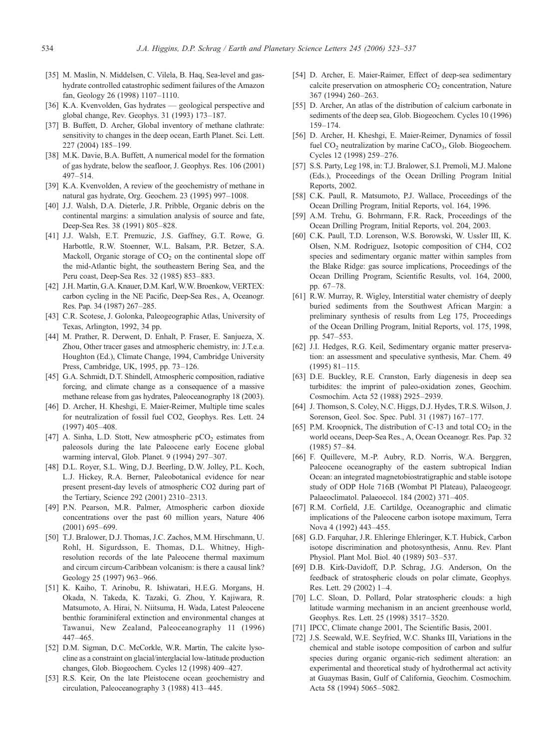[35] M. Maslin, N. Middelsen, C. Vilela, B. Haq, Sea-level and gas-hydrate controlled catastrophic sediment failures of the Amazon fan, Geology 26 (1998) 1107–1110.

[36] K.A. Kvenvolden, Gas hydrates — geological perspective and global change, Rev. Geophys. 31 (1993) 173–187.

[37] B. Buffett, D. Archer, Global inventory of methane clathrate: sensitivity to changes in the deep ocean, Earth Planet. Sci. Lett. 227 (2004) 185–199.

[38] M.K. Davie, B.A. Buffett, A numerical model for the formation of gas hydrate, below the seafloor, J. Geophys. Res. 106 (2001) 497–514.

[39] K.A. Kvenvolden, A review of the geochemistry of methane in natural gas hydrate, Org. Geochem. 23 (1995) 997–1008.

[40] J.J. Walsh, D.A. Dieterle, J.R. Pribble, Organic debris on the continental margins: a simulation analysis of source and fate, Deep-Sea Res. 38 (1991) 805–828.

[41] J.J. Walsh, E.T. Premuzic, J.S. Gaffney, G.T. Rowe, G. Harbottle, R.W. Stoenner, W.L. Balsam, P.R. Betzer, S.A. Mackoll, Organic storage of $CO_2$ on the continental slope off the mid-Atlantic bight, the southeastern Bering Sea, and the Peru coast, Deep-Sea Res. 32 (1985) 853–883.

[42] J.H. Martin, G.A. Knauer, D.M. Karl, W.W. Broenkow, VERTEX: carbon cycling in the NE Pacific, Deep-Sea Res., A, Oceanogr. Res. Pap. 34 (1987) 267–285.

[43] C.R. Scotese, J. Golonka, Paleogeographic Atlas, University of Texas, Arlington, 1992, 34 pp.

[44] M. Prather, R. Derwent, D. Enhalt, P. Fraser, E. Sanjueza, X. Zhou, Other tracer gases and atmospheric chemistry, in: J.T.e.a. Houghton (Ed.), Climate Change, 1994, Cambridge University Press, Cambridge, UK, 1995, pp. 73–126.

[45] G.A. Schmidt, D.T. Shindell, Atmospheric composition, radiative forcing, and climate change as a consequence of a massive methane release from gas hydrates, Paleoceanography 18 (2003).

[46] D. Archer, H. Kheshgi, E. Maier-Reimer, Multiple time scales for neutralization of fossil fuel CO2, Geophys. Res. Lett. 24 (1997) 405–408.

[47] A. Sinha, L.D. Stott, New atmospheric $pCO_2$ estimates from paleosols during the late Paleocene early Eocene global warming interval, Glob. Planet. 9 (1994) 297–307.

[48] D.L. Royer, S.L. Wing, D.J. Beerling, D.W. Jolley, P.L. Koch, L.J. Hickey, R.A. Berner, Paleobotanical evidence for near present present-day levels of atmospheric CO2 during part of the Tertiary, Science 292 (2001) 2310–2313.

[49] P.N. Pearson, M.R. Palmer, Atmospheric carbon dioxide concentrations over the past 60 million years, Nature 406 (2001) 695–699.

[50] T.J. Bralower, D.J. Thomas, J.C. Zachos, M.M. Hirschmann, U. Rohl, H. Sigurdsson, E. Thomas, D.L. Whitney, High-resolution records of the late Paleocene thermal maximum and circum circum-Caribbean volcanism: is there a causal link? Geology 25 (1997) 963–966.

[51] K. Kaiho, T. Arinobu, R. Ishiwatari, H.E.G. Morgans, H. Okada, N. Takeda, K. Tazaki, G. Zhou, Y. Kajiwara, R. Matsumoto, A. Hirai, N. Niitsuma, H. Wada, Latest Paleocene benthic foraminiferal extinction and environmental changes at Tawanui, New Zealand, Paleoceanography 11 (1996) 447–465.

[52] D.M. Sigman, D.C. McCorkle, W.R. Martin, The calcite lysocline as a constraint on glacial/interglacial low-latitude production changes, Glob. Biogeochem. Cycles 12 (1998) 409–427.

[53] R.S. Keir, On the late Pleistocene ocean geochemistry and circulation, Paleoceanography 3 (1988) 413–445.

[54] D. Archer, E. Maier-Raimer, Effect of deep-sea sedimentary calcite preservation on atmospheric $CO_2$ concentration, Nature 367 (1994) 260–263.

[55] D. Archer, An atlas of the distribution of calcium carbonate in sediments of the deep sea, Glob. Biogeochem. Cycles 10 (1996) 159–174.

[56] D. Archer, H. Kheshgi, E. Maier-Reimer, Dynamics of fossil fuel $CO_2$ neutralization by marine $CaCO_3$, Glob. Biogeochem. Cycles 12 (1998) 259–276.

[57] S.S. Party, Leg 198, in: T.J. Bralower, S.I. Premoli, M.J. Malone (Eds.), Proceedings of the Ocean Drilling Program Initial Reports, 2002.

[58] C.K. Paull, R. Matsumoto, P.J. Wallace, Proceedings of the Ocean Drilling Program, Initial Reports, vol. 164, 1996.

[59] A.M. Trehu, G. Bohrmann, F.R. Rack, Proceedings of the Ocean Drilling Program, Initial Reports, vol. 204, 2003.

[60] C.K. Paull, T.D. Lorenson, W.S. Borowski, W. Ussler III, K. Olsen, N.M. Rodriguez, Isotopic composition of CH4, CO2 species and sedimentary organic matter within samples from the Blake Ridge: gas source implications, Proceedings of the Ocean Drilling Program, Scientific Results, vol. 164, 2000, pp. 67–78.

[61] R.W. Murray, R. Wigley, Interstitial water chemistry of deeply buried sediments from the Southwest African Margin: a preliminary synthesis of results from Leg 175, Proceedings of the Ocean Drilling Program, Initial Reports, vol. 175, 1998, pp. 547–553.

[62] J.I. Hedges, R.G. Keil, Sedimentary organic matter preservation: an assessment and speculative synthesis, Mar. Chem. 49 (1995) 81–115.

[63] D.E. Buckley, R.E. Cranston, Early diagenesis in deep sea turbidites: the imprint of paleo-oxidation zones, Geochim. Cosmochim. Acta 52 (1988) 2925–2939.

[64] J. Thomson, S. Coley, N.C. Higgs, D.J. Hydes, T.R.S. Wilson, J. Sorenson, Geol. Soc. Spec. Publ. 31 (1987) 167–177.

[65] P.M. Kroopnick, The distribution of C-13 and total $CO_2$ in the world oceans, Deep-Sea Res., A, Ocean Oceanogr. Res. Pap. 32 (1985) 57–84.

[66] F. Quillevere, M.-P. Aubry, R.D. Norris, W.A. Berggren, Paleocene oceanography of the eastern subtropical Indian Ocean: an integrated magnetobiostratigraphic and stable isotope study of ODP Hole 716B (Wombat Pl Plateau), Palaeogeogr. Palaeoclimatol. Palaeoecol. 184 (2002) 371–405.

[67] R.M. Corfield, J.E. Cartildge, Oceanographic and climatic implications of the Paleocene carbon isotope maximum, Terra Nova 4 (1992) 443–455.

[68] G.D. Farquhar, J.R. Ehleringe Ehleringer, K.T. Hubick, Carbon isotope discrimination and photosynthesis, Annu. Rev. Plant Physiol. Plant Mol. Biol. 40 (1989) 503–537.

[69] D.B. Kirk-Davidoff, D.P. Schrag, J.G. Anderson, On the feedback of stratospheric clouds on polar climate, Geophys. Res. Lett. 29 (2002) 1–4.

[70] L.C. Sloan, D. Pollard, Polar stratospheric clouds: a high latitude warming mechanism in an ancient greenhouse world, Geophys. Res. Lett. 25 (1998) 3517–3520.

[71] IPCC, Climate change 2001, The Scientific Basis, 2001.

[72] J.S. Seewald, W.E. Seyfried, W.C. Shanks III, Variations in the chemical and stable isotope composition of carbon and sulfur species during organic organic-rich sediment alteration: an experimental and theoretical study of hydrothermal act activity at Guaymas Basin, Gulf of California, Geochim. Cosmochim. Acta 58 (1994) 5065–5082.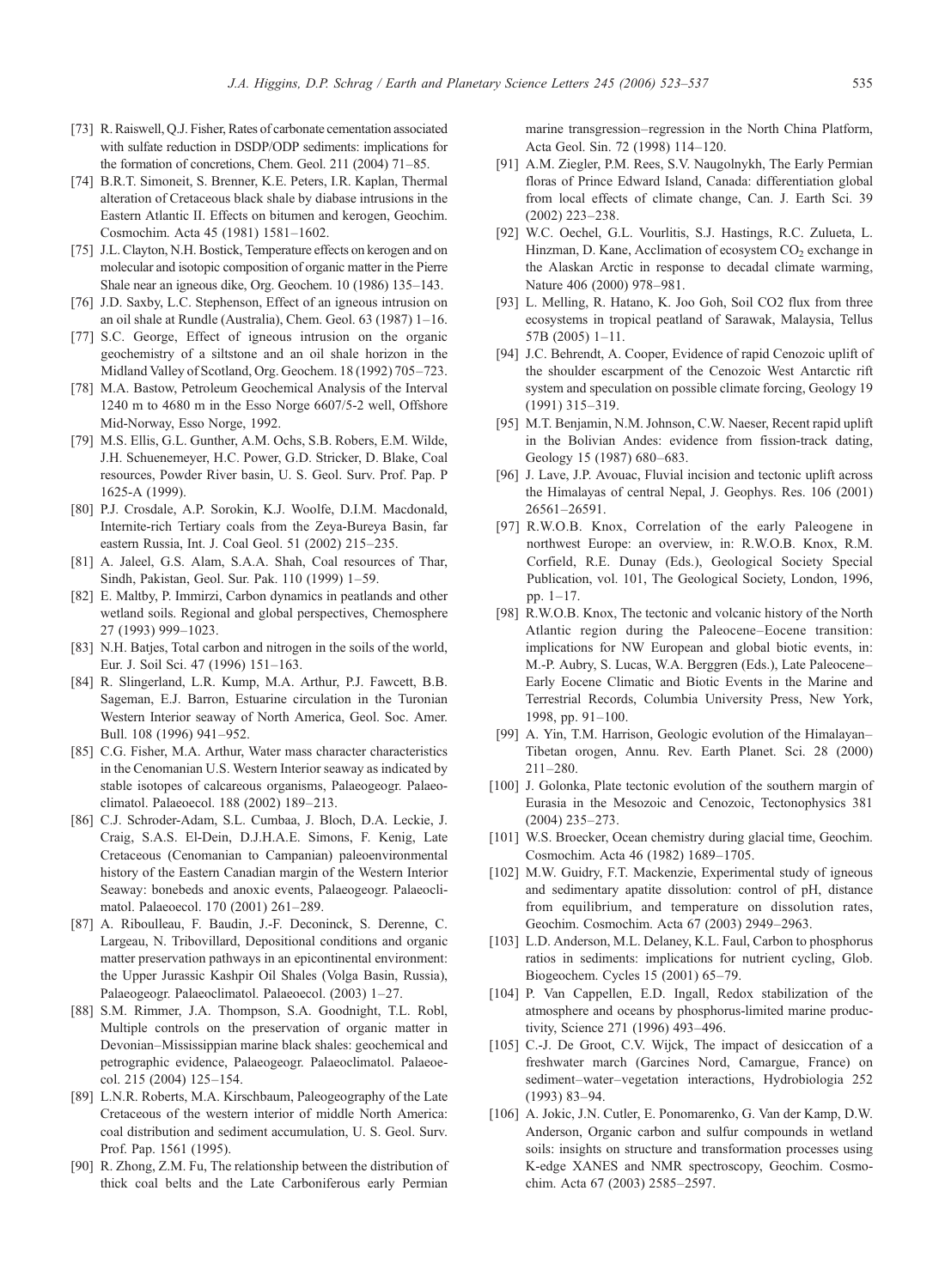[73] R. Raiswell, Q.J. Fisher, Rates of carbonate cementation associated with sulfate reduction in DSDP/ODP sediments: implications for the formation of concretions, Chem. Geol. 211 (2004) 71–85.

[74] B.R.T. Simoneit, S. Brenner, K.E. Peters, I.R. Kaplan, Thermal alteration of Cretaceous black shale by diabase intrusions in the Eastern Atlantic II. Effects on bitumen and kerogen, Geochim. Cosmochim. Acta 45 (1981) 1581–1602.

[75] J.L. Clayton, N.H. Bostick, Temperature effects on kerogen and on molecular and isotopic composition of organic matter in the Pierre Shale near an igneous dike, Org. Geochem. 10 (1986) 135–143.

[76] J.D. Saxby, L.C. Stephenson, Effect of an igneous intrusion on an oil shale at Rundle (Australia), Chem. Geol. 63 (1987) 1–16.

[77] S.C. George, Effect of igneous intrusion on the organic geochemistry of a siltstone and an oil shale horizon in the Midland Valley of Scotland, Org. Geochem. 18 (1992) 705–723.

[78] M.A. Bastow, Petroleum Geochemical Analysis of the Interval 1240 m to 4680 m in the Esso Norge 6607/5-2 well, Offshore Mid-Norway, Esso Norge, 1992.

[79] M.S. Ellis, G.L. Gunther, A.M. Ochs, S.B. Robers, E.M. Wilde, J.H. Schuenemeyer, H.C. Power, G.D. Stricker, D. Blake, Coal resources, Powder River basin, U. S. Geol. Surv. Prof. Pap. P 1625-A (1999).

[80] P.J. Crosdale, A.P. Sorokin, K.J. Woolfe, D.I.M. Macdonald, Internite-rich Tertiary coals from the Zeya-Bureya Basin, far eastern Russia, Int. J. Coal Geol. 51 (2002) 215–235.

[81] A. Jaleel, G.S. Alam, S.A.A. Shah, Coal resources of Thar, Sindh, Pakistan, Geol. Sur. Pak. 110 (1999) 1–59.

[82] E. Maltby, P. Immirzi, Carbon dynamics in peatlands and other wetland soils. Regional and global perspectives, Chemosphere 27 (1993) 999–1023.

[83] N.H. Batjes, Total carbon and nitrogen in the soils of the world, Eur. J. Soil Sci. 47 (1996) 151–163.

[84] R. Slingerland, L.R. Kump, M.A. Arthur, P.J. Fawcett, B.B. Sageman, E.J. Barron, Estuarine circulation in the Turonian Western Interior seaway of North America, Geol. Soc. Amer. Bull. 108 (1996) 941–952.

[85] C.G. Fisher, M.A. Arthur, Water mass character characteristics in the Cenomanian U.S. Western Interior seaway as indicated by stable isotopes of calcareous organisms, Palaeogeogr. Palaeoclimatol. Palaeoecol. 188 (2002) 189–213.

[86] C.J. Schroder-Adam, S.L. Cumbaa, J. Bloch, D.A. Leckie, J. Craig, S.A.S. El-Dein, D.J.H.A.E. Simons, F. Kenig, Late Cretaceous (Cenomanian to Campanian) paleoenvironmental history of the Eastern Canadian margin of the Western Interior Seaway: bonebeds and anoxic events, Palaeogeogr. Palaeoclimatol. Palaeoecol. 170 (2001) 261–289.

[87] A. Riboulleau, F. Baudin, J.-F. Deconinck, S. Derenne, C. Largeau, N. Tribovillard, Depositional conditions and organic matter preservation pathways in an epicontinental environment: the Upper Jurassic Kashpir Oil Shales (Volga Basin, Russia), Palaeogeogr. Palaeoclimatol. Palaeoecol. (2003) 1–27.

[88] S.M. Rimmer, J.A. Thompson, S.A. Goodnight, T.L. Robl, Multiple controls on the preservation of organic matter in Devonian–Mississippian marine black shales: geochemical and petrographic evidence, Palaeogeogr. Palaeoclimatol. Palaeoecol. 215 (2004) 125–154.

[89] L.N.R. Roberts, M.A. Kirschbaum, Paleogeography of the Late Cretaceous of the western interior of middle North America: coal distribution and sediment accumulation, U. S. Geol. Surv. Prof. Pap. 1561 (1995).

[90] R. Zhong, Z.M. Fu, The relationship between the distribution of thick coal belts and the Late Carboniferous early Permian marine transgression–regression in the North China Platform, Acta Geol. Sin. 72 (1998) 114–120.

[91] A.M. Ziegler, P.M. Rees, S.V. Naugolnykh, The Early Permian floras of Prince Edward Island, Canada: differentiation global from local effects of climate change, Can. J. Earth Sci. 39 (2002) 223–238.

[92] W.C. Oechel, G.L. Vourlitis, S.J. Hastings, R.C. Zulueta, L. Hinzman, D. Kane, Acclimation of ecosystem $CO_2$ exchange in the Alaskan Arctic in response to decadal climate warming, Nature 406 (2000) 978–981.

[93] L. Melling, R. Hatano, K. Joo Goh, Soil CO2 flux from three ecosystems in tropical peatland of Sarawak, Malaysia, Tellus 57B (2005) 1–11.

[94] J.C. Behrendt, A. Cooper, Evidence of rapid Cenozoic uplift of the shoulder escarpment of the Cenozoic West Antarctic rift system and speculation on possible climate forcing, Geology 19 (1991) 315–319.

[95] M.T. Benjamin, N.M. Johnson, C.W. Naeser, Recent rapid uplift in the Bolivian Andes: evidence from fission-track dating, Geology 15 (1987) 680–683.

[96] J. Lave, J.P. Avouac, Fluvial incision and tectonic uplift across the Himalayas of central Nepal, J. Geophys. Res. 106 (2001) 26561–26591.

[97] R.W.O.B. Knox, Correlation of the early Paleogene in northwest Europe: an overview, in: R.W.O.B. Knox, R.M. Corfield, R.E. Dunay (Eds.), Geological Society Special Publication, vol. 101, The Geological Society, London, 1996, pp. 1–17.

[98] R.W.O.B. Knox, The tectonic and volcanic history of the North Atlantic region during the Paleocene–Eocene transition: implications for NW European and global biotic events, in: M.-P. Aubry, S. Lucas, W.A. Berggren (Eds.), Late Paleocene–Early Eocene Climatic and Biotic Events in the Marine and Terrestrial Records, Columbia University Press, New York, 1998, pp. 91–100.

[99] A. Yin, T.M. Harrison, Geologic evolution of the Himalayan–Tibetan orogen, Annu. Rev. Earth Planet. Sci. 28 (2000) 211–280.

[100] J. Golonka, Plate tectonic evolution of the southern margin of Eurasia in the Mesozoic and Cenozoic, Tectonophysics 381 (2004) 235–273.

[101] W.S. Broecker, Ocean chemistry during glacial time, Geochim. Cosmochim. Acta 46 (1982) 1689–1705.

[102] M.W. Guidry, F.T. Mackenzie, Experimental study of igneous and sedimentary apatite dissolution: control of pH, distance from equilibrium, and temperature on dissolution rates, Geochim. Cosmochim. Acta 67 (2003) 2949–2963.

[103] L.D. Anderson, M.L. Delaney, K.L. Faul, Carbon to phosphorus ratios in sediments: implications for nutrient cycling, Glob. Biogeochem. Cycles 15 (2001) 65–79.

[104] P. Van Cappellen, E.D. Ingall, Redox stabilization of the atmosphere and oceans by phosphorus-limited marine productivity, Science 271 (1996) 493–496.

[105] C.-J. De Groot, C.V. Wijck, The impact of desiccation of a freshwater march (Garcines Nord, Camargue, France) on sediment–water–vegetation interactions, Hydrobiologia 252 (1993) 83–94.

[106] A. Jokic, J.N. Cutler, E. Ponomarenko, G. Van der Kamp, D.W. Anderson, Organic carbon and sulfur compounds in wetland soils: insights on structure and transformation processes using K-edge XANES and NMR spectroscopy, Geochim. Cosmochim. Acta 67 (2003) 2585–2597.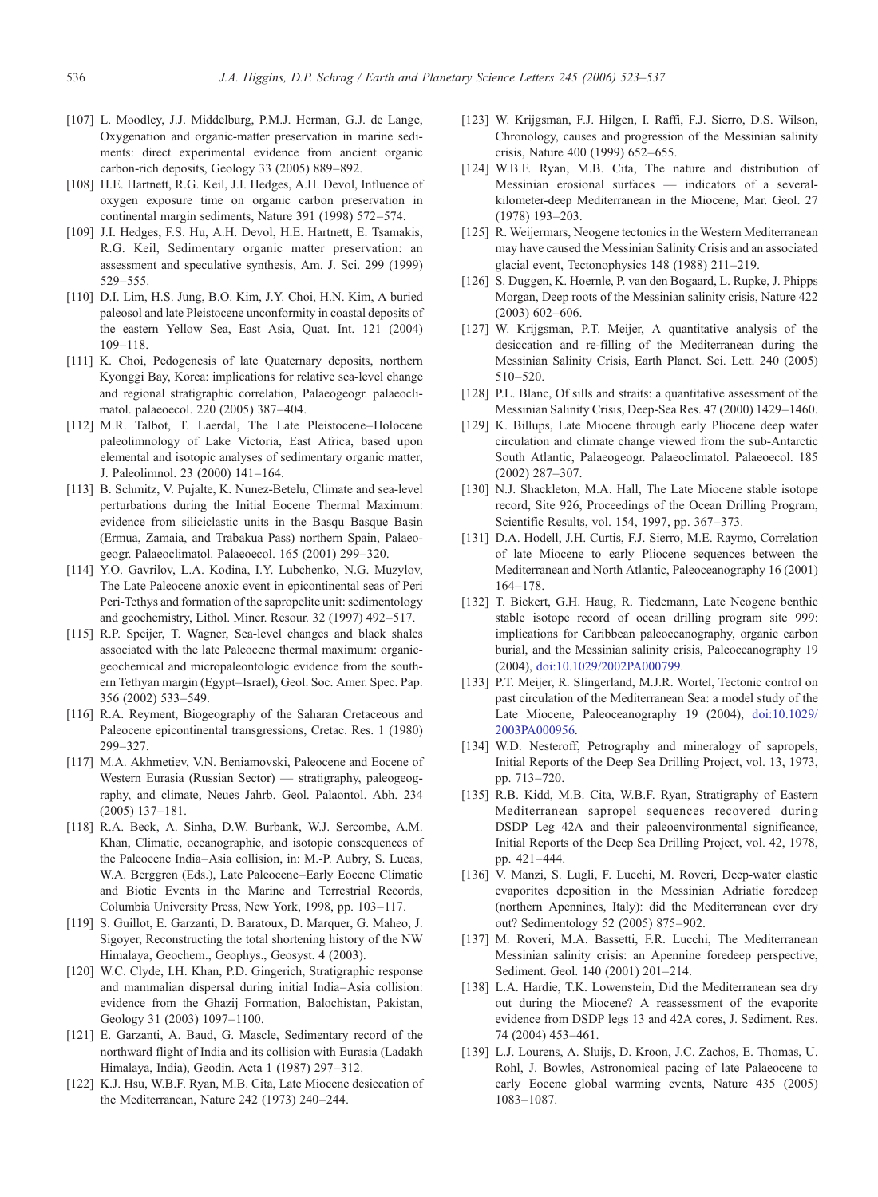[107] L. Moodley, J.J. Middelburg, P.M.J. Herman, G.J. de Lange, Oxygenation and organic-matter preservation in marine sediments: direct experimental evidence from ancient organic carbon-rich deposits, Geology 33 (2005) 889–892.

[108] H.E. Hartnett, R.G. Keil, J.I. Hedges, A.H. Devol, Influence of oxygen exposure time on organic carbon preservation in continental margin sediments, Nature 391 (1998) 572–574.

[109] J.I. Hedges, F.S. Hu, A.H. Devol, H.E. Hartnett, E. Tsamakis, R.G. Keil, Sedimentary organic matter preservation: an assessment and speculative synthesis, Am. J. Sci. 299 (1999) 529–555.

[110] D.I. Lim, H.S. Jung, B.O. Kim, J.Y. Choi, H.N. Kim, A buried paleosol and late Pleistocene unconformity in coastal deposits of the eastern Yellow Sea, East Asia, Quat. Int. 121 (2004) 109–118.

[111] K. Choi, Pedogenesis of late Quaternary deposits, northern Kyonggi Bay, Korea: implications for relative sea-level change and regional stratigraphic correlation, Palaeogeogr. palaeoclimatol. palaeoecol. 220 (2005) 387–404.

[112] M.R. Talbot, T. Laerdal, The Late Pleistocene–Holocene paleolimnology of Lake Victoria, East Africa, based upon elemental and isotopic analyses of sedimentary organic matter, J. Paleolimnol. 23 (2000) 141–164.

[113] B. Schmitz, V. Pujalte, K. Nunez-Betelu, Climate and sea-level perturbations during the Initial Eocene Thermal Maximum: evidence from siliciclastic units in the Basqu Basque Basin (Ermua, Zamaia, and Trabakua Pass) northern Spain, Palaeogeogr. Palaeoclimatol. Palaeoecol. 165 (2001) 299–320.

[114] Y.O. Gavrilov, L.A. Kodina, I.Y. Lubchenko, N.G. Muzylov, The Late Paleocene anoxic event in epicontinental seas of Peri Peri-Tethys and formation of the sapropelite unit: sedimentology and geochemistry, Lithol. Miner. Resour. 32 (1997) 492–517.

[115] R.P. Speijer, T. Wagner, Sea-level changes and black shales associated with the late Paleocene thermal maximum: organic-geochemical and micropaleontologic evidence from the southern Tethyan margin (Egypt–Israel), Geol. Soc. Amer. Spec. Pap. 356 (2002) 533–549.

[116] R.A. Reyment, Biogeography of the Saharan Cretaceous and Paleocene epicontinental transgressions, Cretac. Res. 1 (1980) 299–327.

[117] M.A. Akhmetiev, V.N. Beniamovski, Paleocene and Eocene of Western Eurasia (Russian Sector) — stratigraphy, paleogeography, and climate, Neues Jahrb. Geol. Palaontol. Abh. 234 (2005) 137–181.

[118] R.A. Beck, A. Sinha, D.W. Burbank, W.J. Sercombe, A.M. Khan, Climatic, oceanographic, and isotopic consequences of the Paleocene India–Asia collision, in: M.-P. Aubry, S. Lucas, W.A. Berggren (Eds.), Late Paleocene–Early Eocene Climatic and Biotic Events in the Marine and Terrestrial Records, Columbia University Press, New York, 1998, pp. 103–117.

[119] S. Guillot, E. Garzanti, D. Baratoux, D. Marquer, G. Maheo, J. Sigoyer, Reconstructing the total shortening history of the NW Himalaya, Geochem., Geophys., Geosyst. 4 (2003).

[120] W.C. Clyde, I.H. Khan, P.D. Gingerich, Stratigraphic response and mammalian dispersal during initial India–Asia collision: evidence from the Ghazij Formation, Balochistan, Pakistan, Geology 31 (2003) 1097–1100.

[121] E. Garzanti, A. Baud, G. Mascle, Sedimentary record of the northward flight of India and its collision with Eurasia (Ladakh Himalaya, India), Geodin. Acta 1 (1987) 297–312.

[122] K.J. Hsu, W.B.F. Ryan, M.B. Cita, Late Miocene desiccation of the Mediterranean, Nature 242 (1973) 240–244.

[123] W. Krijgsman, F.J. Hilgen, I. Raffi, F.J. Sierro, D.S. Wilson, Chronology, causes and progression of the Messinian salinity crisis, Nature 400 (1999) 652–655.

[124] W.B.F. Ryan, M.B. Cita, The nature and distribution of Messinian erosional surfaces — indicators of a several-kilometer-deep Mediterranean in the Miocene, Mar. Geol. 27 (1978) 193–203.

[125] R. Weijermars, Neogene tectonics in the Western Mediterranean may have caused the Messinian Salinity Crisis and an associated glacial event, Tectonophysics 148 (1988) 211–219.

[126] S. Duggen, K. Hoernle, P. van den Bogaard, L. Rupke, J. Phipps Morgan, Deep roots of the Messinian salinity crisis, Nature 422 (2003) 602–606.

[127] W. Krijgsman, P.T. Meijer, A quantitative analysis of the desiccation and re-filling of the Mediterranean during the Messinian Salinity Crisis, Earth Planet. Sci. Lett. 240 (2005) 510–520.

[128] P.L. Blanc, Of sills and straits: a quantitative assessment of the Messinian Salinity Crisis, Deep-Sea Res. 47 (2000) 1429–1460.

[129] K. Billups, Late Miocene through early Pliocene deep water circulation and climate change viewed from the sub-Antarctic South Atlantic, Palaeogeogr. Palaeoclimatol. Palaeoecol. 185 (2002) 287–307.

[130] N.J. Shackleton, M.A. Hall, The Late Miocene stable isotope record, Site 926, Proceedings of the Ocean Drilling Program, Scientific Results, vol. 154, 1997, pp. 367–373.

[131] D.A. Hodell, J.H. Curtis, F.J. Sierro, M.E. Raymo, Correlation of late Miocene to early Pliocene sequences between the Mediterranean and North Atlantic, Paleoceanography 16 (2001) 164–178.

[132] T. Bickert, G.H. Haug, R. Tiedemann, Late Neogene benthic stable isotope record of ocean drilling program site 999: implications for Caribbean paleoceanography, organic carbon burial, and the Messinian salinity crisis, Paleoceanography 19 (2004), doi:10.1029/2002PA000799.

[133] P.T. Meijer, R. Slingerland, M.J.R. Wortel, Tectonic control on past circulation of the Mediterranean Sea: a model study of the Late Miocene, Paleoceanography 19 (2004), doi:10.1029/2003PA000956.

[134] W.D. Nesteroff, Petrography and mineralogy of sapropels, Initial Reports of the Deep Sea Drilling Project, vol. 13, 1973, pp. 713–720.

[135] R.B. Kidd, M.B. Cita, W.B.F. Ryan, Stratigraphy of Eastern Mediterranean sapropel sequences recovered during DSDP Leg 42A and their paleoenvironmental significance, Initial Reports of the Deep Sea Drilling Project, vol. 42, 1978, pp. 421–444.

[136] V. Manzi, S. Lugli, F. Lucchi, M. Roveri, Deep-water clastic evaporites deposition in the Messinian Adriatic foredeep (northern Apennines, Italy): did the Mediterranean ever dry out? Sedimentology 52 (2005) 875–902.

[137] M. Roveri, M.A. Bassetti, F.R. Lucchi, The Mediterranean Messinian salinity crisis: an Apennine foredeep perspective, Sediment. Geol. 140 (2001) 201–214.

[138] L.A. Hardie, T.K. Lowenstein, Did the Mediterranean sea dry out during the Miocene? A reassessment of the evaporite evidence from DSDP legs 13 and 42A cores, J. Sediment. Res. 74 (2004) 453–461.

[139] L.J. Lourens, A. Sluijs, D. Kroon, J.C. Zachos, E. Thomas, U. Rohl, J. Bowles, Astronomical pacing of late Palaeocene to early Eocene global warming events, Nature 435 (2005) 1083–1087.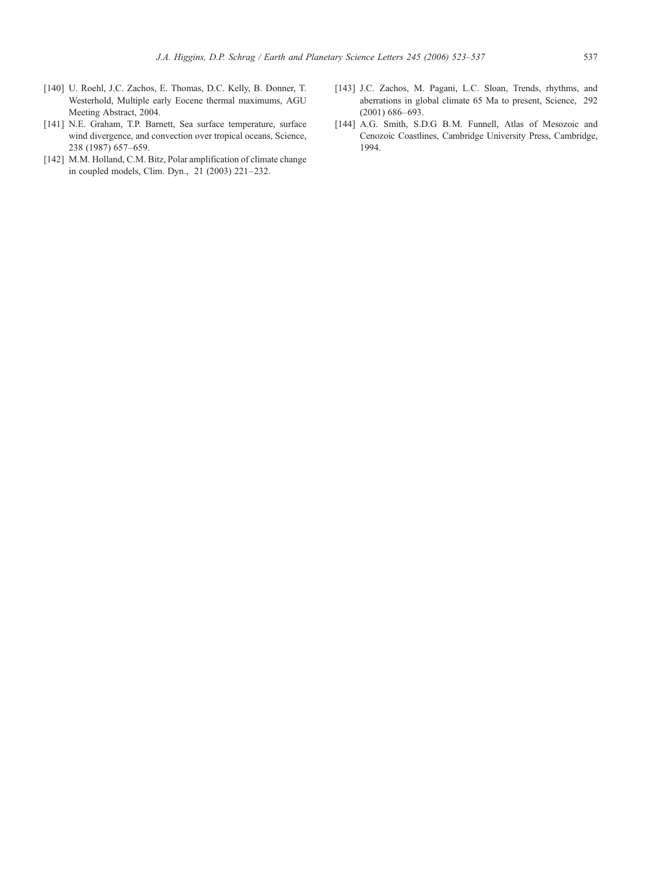[140] U. Roehl, J.C. Zachos, E. Thomas, D.C. Kelly, B. Donner, T. Westerhold, Multiple early Eocene thermal maximums, AGU Meeting Abstract, 2004.

[141] N.E. Graham, T.P. Barnett, Sea surface temperature, surface wind divergence, and convection over tropical oceans, Science, 238 (1987) 657–659.

[142] M.M. Holland, C.M. Bitz, Polar amplification of climate change in coupled models, Clim. Dyn., 21 (2003) 221–232.

[143] J.C. Zachos, M. Pagani, L.C. Sloan, Trends, rhythms, and aberrations in global climate 65 Ma to present, Science, 292 (2001) 686–693.

[144] A.G. Smith, S.D.G B.M. Funnell, Atlas of Mesozoic and Cenozoic Coastlines, Cambridge University Press, Cambridge, 1994.